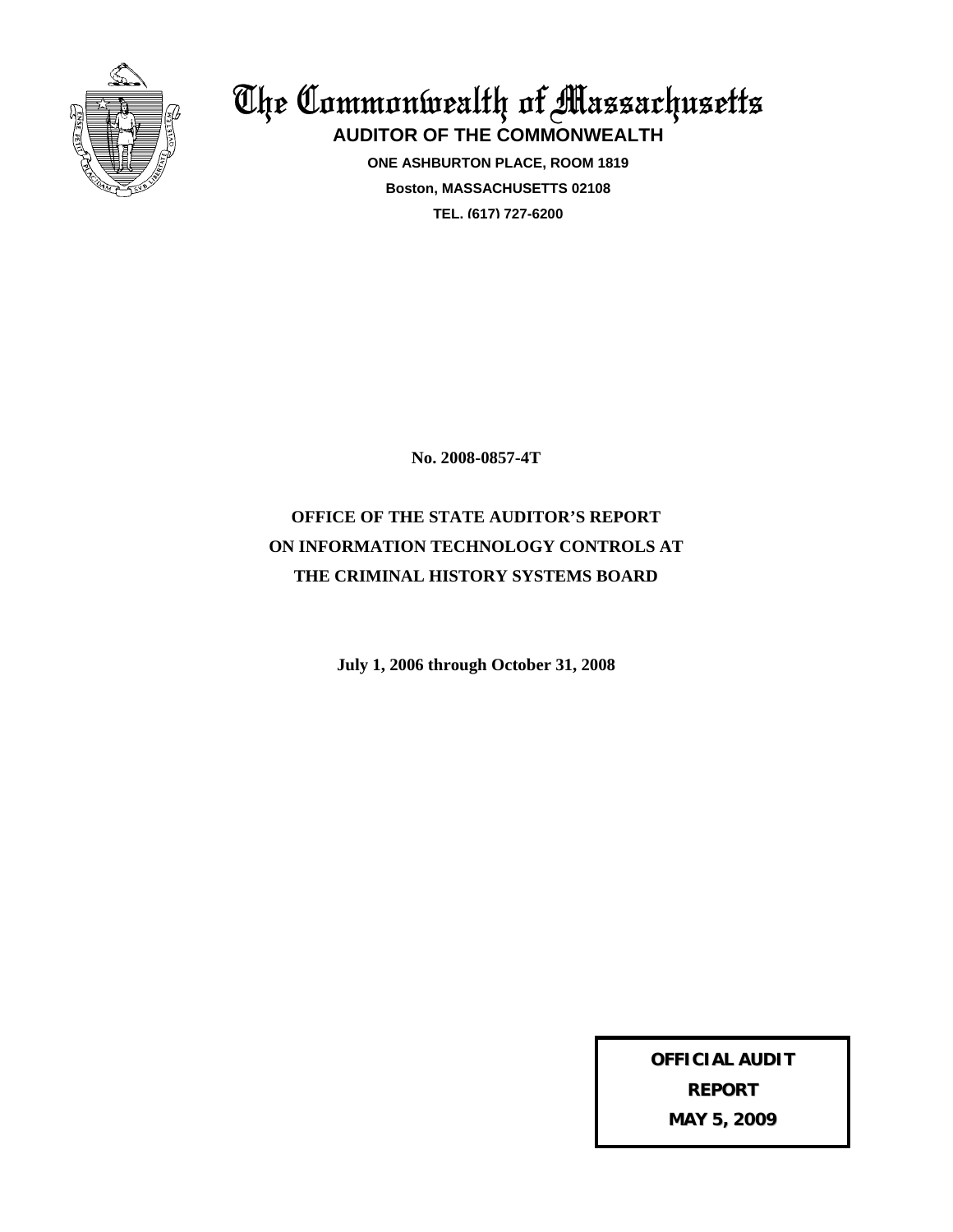# The Commonwealth of Massachusetts

**AUDITOR OF THE COMMONWEALTH**

**ONE ASHBURTON PLACE, ROOM 1819**

**Boston, MASSACHUSETTS 02108**

**TEL. (617) 727-6200**

**No. 2008-0857-4T**

## OFFICE OF THE STATE AUDITOR'S REPORT ON INFORMATION TECHNOLOGY CONTROLS AT THE CRIMINAL HISTORY SYSTEMS BOARD

**July 1, 2006 through October 31, 2008**

**OFFICIAL AUDIT REPORT**

**MAY 5, 2009**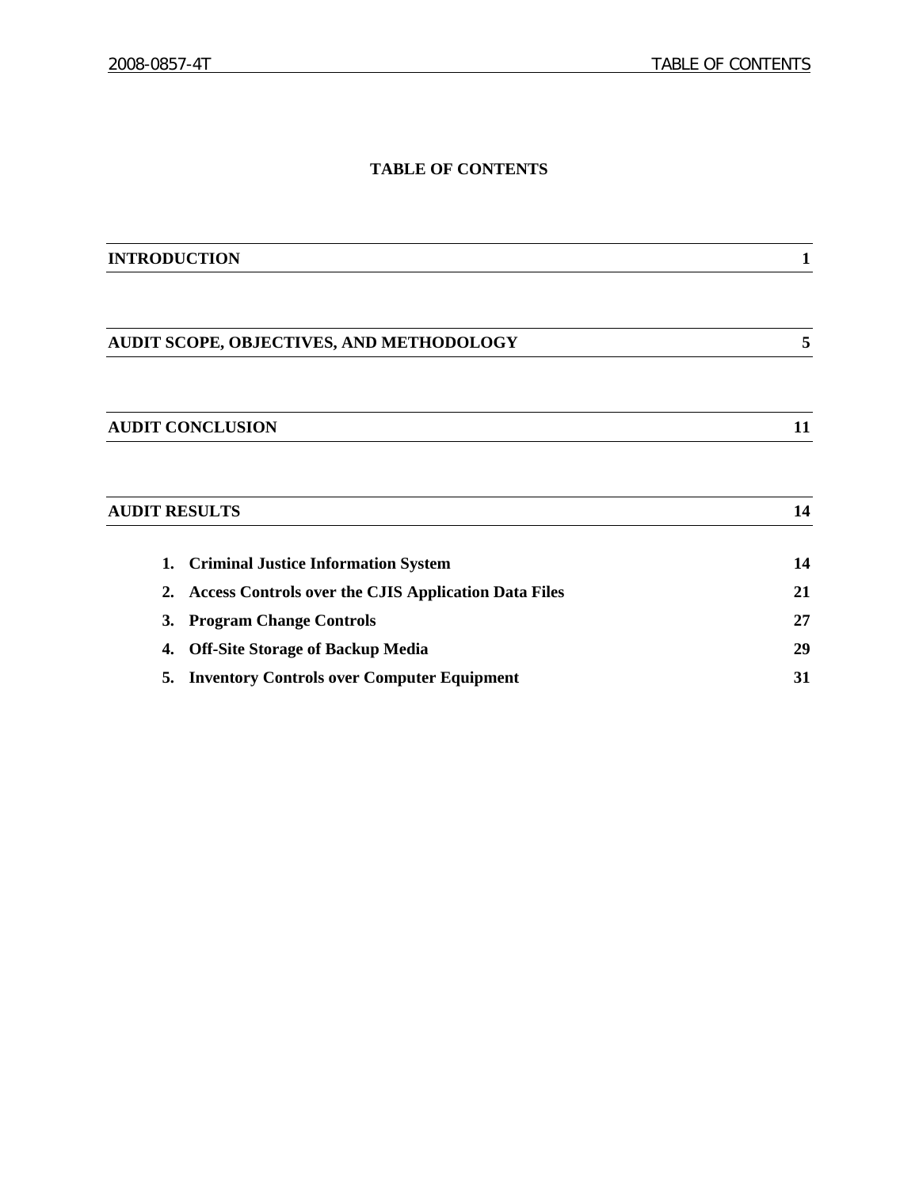# TABLE OF CONTENTS

| | |
|---|---|
| **INTRODUCTION** | **1** |
| **AUDIT SCOPE, OBJECTIVES, AND METHODOLOGY** | **5** |
| **AUDIT CONCLUSION** | **11** |
| **AUDIT RESULTS** | **14** |
| **1. Criminal Justice Information System** | **14** |
| **2. Access Controls over the CJIS Application Data Files** | **21** |
| **3. Program Change Controls** | **27** |
| **4. Off-Site Storage of Backup Media** | **29** |
| **5. Inventory Controls over Computer Equipment** | **31** |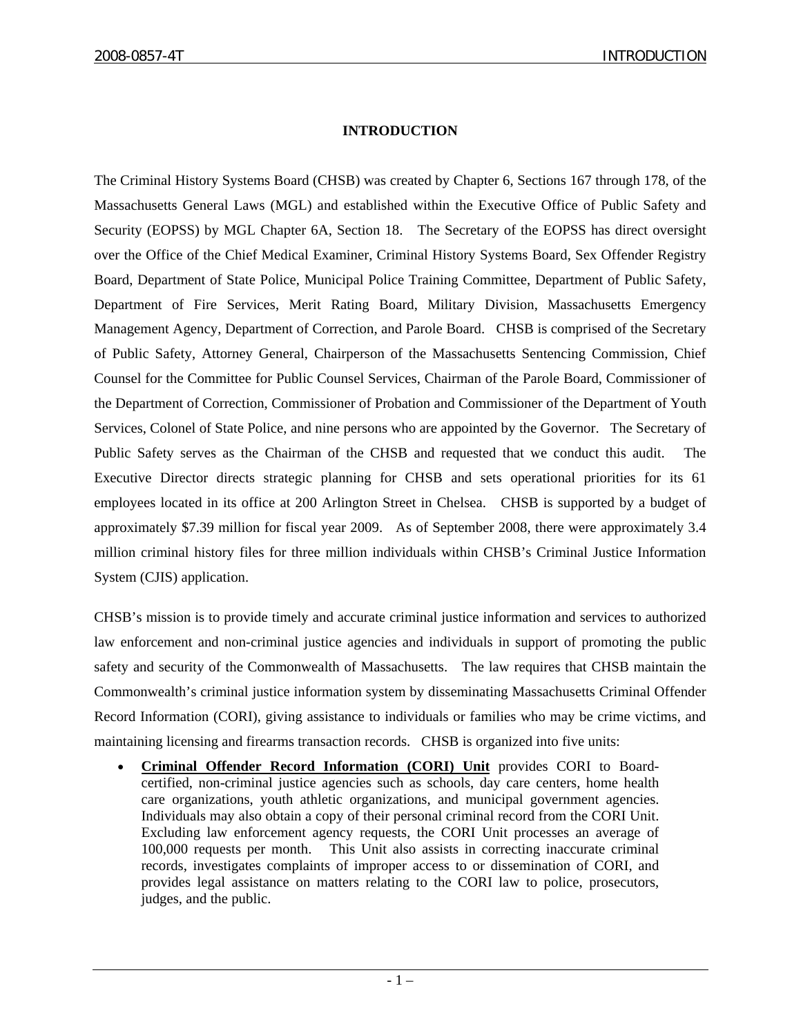# INTRODUCTION

The Criminal History Systems Board (CHSB) was created by Chapter 6, Sections 167 through 178, of the Massachusetts General Laws (MGL) and established within the Executive Office of Public Safety and Security (EOPSS) by MGL Chapter 6A, Section 18. The Secretary of the EOPSS has direct oversight over the Office of the Chief Medical Examiner, Criminal History Systems Board, Sex Offender Registry Board, Department of State Police, Municipal Police Training Committee, Department of Public Safety, Department of Fire Services, Merit Rating Board, Military Division, Massachusetts Emergency Management Agency, Department of Correction, and Parole Board. CHSB is comprised of the Secretary of Public Safety, Attorney General, Chairperson of the Massachusetts Sentencing Commission, Chief Counsel for the Committee for Public Counsel Services, Chairman of the Parole Board, Commissioner of the Department of Correction, Commissioner of Probation and Commissioner of the Department of Youth Services, Colonel of State Police, and nine persons who are appointed by the Governor. The Secretary of Public Safety serves as the Chairman of the CHSB and requested that we conduct this audit. The Executive Director directs strategic planning for CHSB and sets operational priorities for its 61 employees located in its office at 200 Arlington Street in Chelsea. CHSB is supported by a budget of approximately $7.39 million for fiscal year 2009. As of September 2008, there were approximately 3.4 million criminal history files for three million individuals within CHSB's Criminal Justice Information System (CJIS) application.

CHSB's mission is to provide timely and accurate criminal justice information and services to authorized law enforcement and non-criminal justice agencies and individuals in support of promoting the public safety and security of the Commonwealth of Massachusetts. The law requires that CHSB maintain the Commonwealth's criminal justice information system by disseminating Massachusetts Criminal Offender Record Information (CORI), giving assistance to individuals or families who may be crime victims, and maintaining licensing and firearms transaction records. CHSB is organized into five units:

- **Criminal Offender Record Information (CORI) Unit** provides CORI to Board-certified, non-criminal justice agencies such as schools, day care centers, home health care organizations, youth athletic organizations, and municipal government agencies. Individuals may also obtain a copy of their personal criminal record from the CORI Unit. Excluding law enforcement agency requests, the CORI Unit processes an average of 100,000 requests per month. This Unit also assists in correcting inaccurate criminal records, investigates complaints of improper access to or dissemination of CORI, and provides legal assistance on matters relating to the CORI law to police, prosecutors, judges, and the public.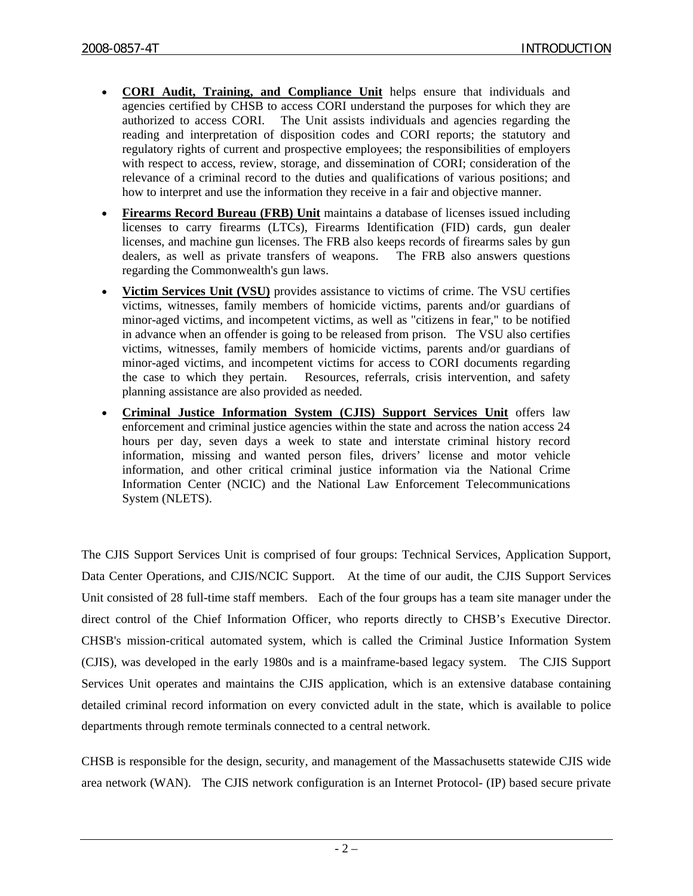- **CORI Audit, Training, and Compliance Unit** helps ensure that individuals and agencies certified by CHSB to access CORI understand the purposes for which they are authorized to access CORI. The Unit assists individuals and agencies regarding the reading and interpretation of disposition codes and CORI reports; the statutory and regulatory rights of current and prospective employees; the responsibilities of employers with respect to access, review, storage, and dissemination of CORI; consideration of the relevance of a criminal record to the duties and qualifications of various positions; and how to interpret and use the information they receive in a fair and objective manner.
- **Firearms Record Bureau (FRB) Unit** maintains a database of licenses issued including licenses to carry firearms (LTCs), Firearms Identification (FID) cards, gun dealer licenses, and machine gun licenses. The FRB also keeps records of firearms sales by gun dealers, as well as private transfers of weapons. The FRB also answers questions regarding the Commonwealth's gun laws.
- **Victim Services Unit (VSU)** provides assistance to victims of crime. The VSU certifies victims, witnesses, family members of homicide victims, parents and/or guardians of minor-aged victims, and incompetent victims, as well as "citizens in fear," to be notified in advance when an offender is going to be released from prison. The VSU also certifies victims, witnesses, family members of homicide victims, parents and/or guardians of minor-aged victims, and incompetent victims for access to CORI documents regarding the case to which they pertain. Resources, referrals, crisis intervention, and safety planning assistance are also provided as needed.
- **Criminal Justice Information System (CJIS) Support Services Unit** offers law enforcement and criminal justice agencies within the state and across the nation access 24 hours per day, seven days a week to state and interstate criminal history record information, missing and wanted person files, drivers' license and motor vehicle information, and other critical criminal justice information via the National Crime Information Center (NCIC) and the National Law Enforcement Telecommunications System (NLETS).

The CJIS Support Services Unit is comprised of four groups: Technical Services, Application Support, Data Center Operations, and CJIS/NCIC Support. At the time of our audit, the CJIS Support Services Unit consisted of 28 full-time staff members. Each of the four groups has a team site manager under the direct control of the Chief Information Officer, who reports directly to CHSB's Executive Director. CHSB's mission-critical automated system, which is called the Criminal Justice Information System (CJIS), was developed in the early 1980s and is a mainframe-based legacy system. The CJIS Support Services Unit operates and maintains the CJIS application, which is an extensive database containing detailed criminal record information on every convicted adult in the state, which is available to police departments through remote terminals connected to a central network.

CHSB is responsible for the design, security, and management of the Massachusetts statewide CJIS wide area network (WAN). The CJIS network configuration is an Internet Protocol- (IP) based secure private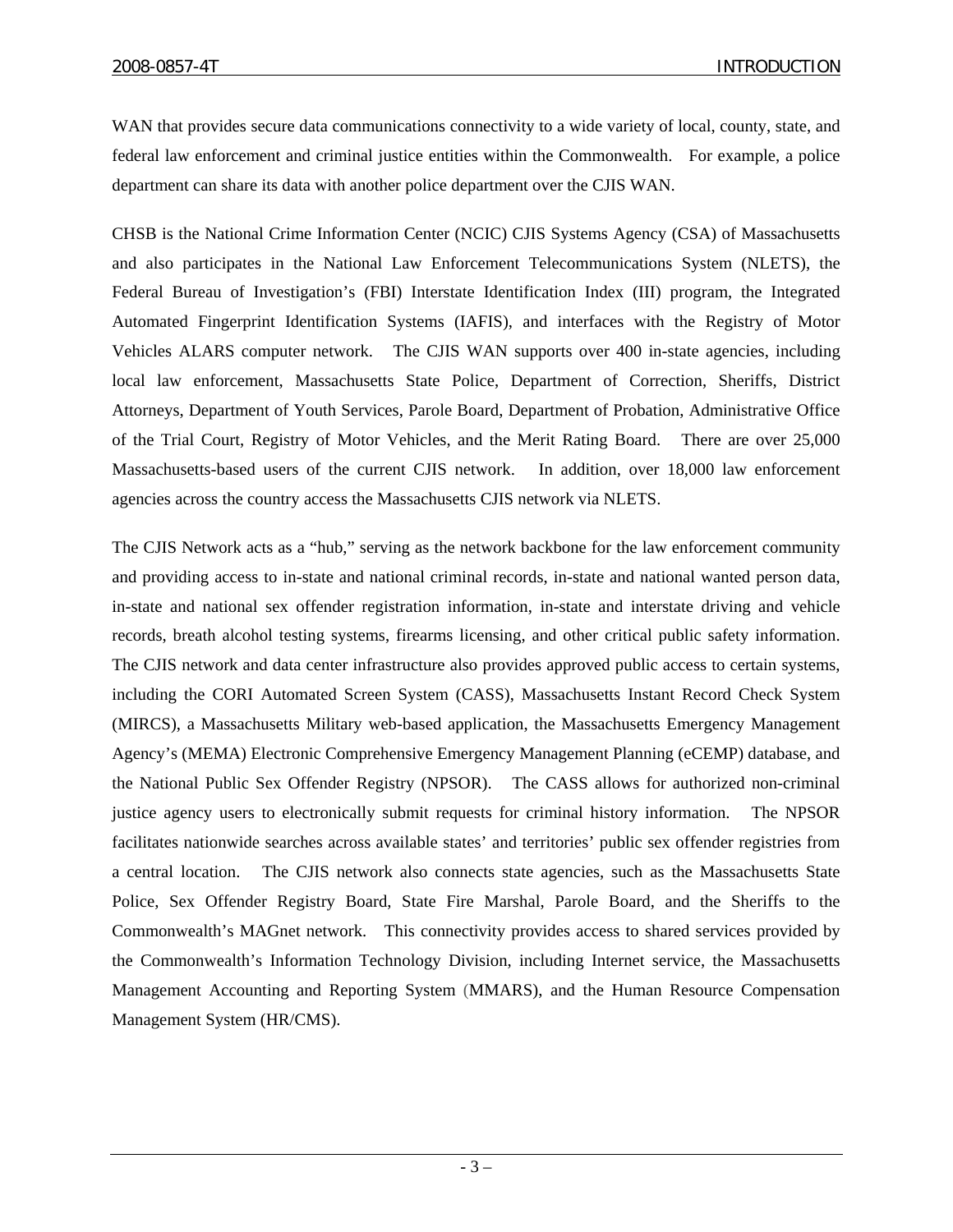WAN that provides secure data communications connectivity to a wide variety of local, county, state, and federal law enforcement and criminal justice entities within the Commonwealth. For example, a police department can share its data with another police department over the CJIS WAN.

CHSB is the National Crime Information Center (NCIC) CJIS Systems Agency (CSA) of Massachusetts and also participates in the National Law Enforcement Telecommunications System (NLETS), the Federal Bureau of Investigation's (FBI) Interstate Identification Index (III) program, the Integrated Automated Fingerprint Identification Systems (IAFIS), and interfaces with the Registry of Motor Vehicles ALARS computer network. The CJIS WAN supports over 400 in-state agencies, including local law enforcement, Massachusetts State Police, Department of Correction, Sheriffs, District Attorneys, Department of Youth Services, Parole Board, Department of Probation, Administrative Office of the Trial Court, Registry of Motor Vehicles, and the Merit Rating Board. There are over 25,000 Massachusetts-based users of the current CJIS network. In addition, over 18,000 law enforcement agencies across the country access the Massachusetts CJIS network via NLETS.

The CJIS Network acts as a "hub," serving as the network backbone for the law enforcement community and providing access to in-state and national criminal records, in-state and national wanted person data, in-state and national sex offender registration information, in-state and interstate driving and vehicle records, breath alcohol testing systems, firearms licensing, and other critical public safety information. The CJIS network and data center infrastructure also provides approved public access to certain systems, including the CORI Automated Screen System (CASS), Massachusetts Instant Record Check System (MIRCS), a Massachusetts Military web-based application, the Massachusetts Emergency Management Agency's (MEMA) Electronic Comprehensive Emergency Management Planning (eCEMP) database, and the National Public Sex Offender Registry (NPSOR). The CASS allows for authorized non-criminal justice agency users to electronically submit requests for criminal history information. The NPSOR facilitates nationwide searches across available states' and territories' public sex offender registries from a central location. The CJIS network also connects state agencies, such as the Massachusetts State Police, Sex Offender Registry Board, State Fire Marshal, Parole Board, and the Sheriffs to the Commonwealth's MAGnet network. This connectivity provides access to shared services provided by the Commonwealth's Information Technology Division, including Internet service, the Massachusetts Management Accounting and Reporting System (MMARS), and the Human Resource Compensation Management System (HR/CMS).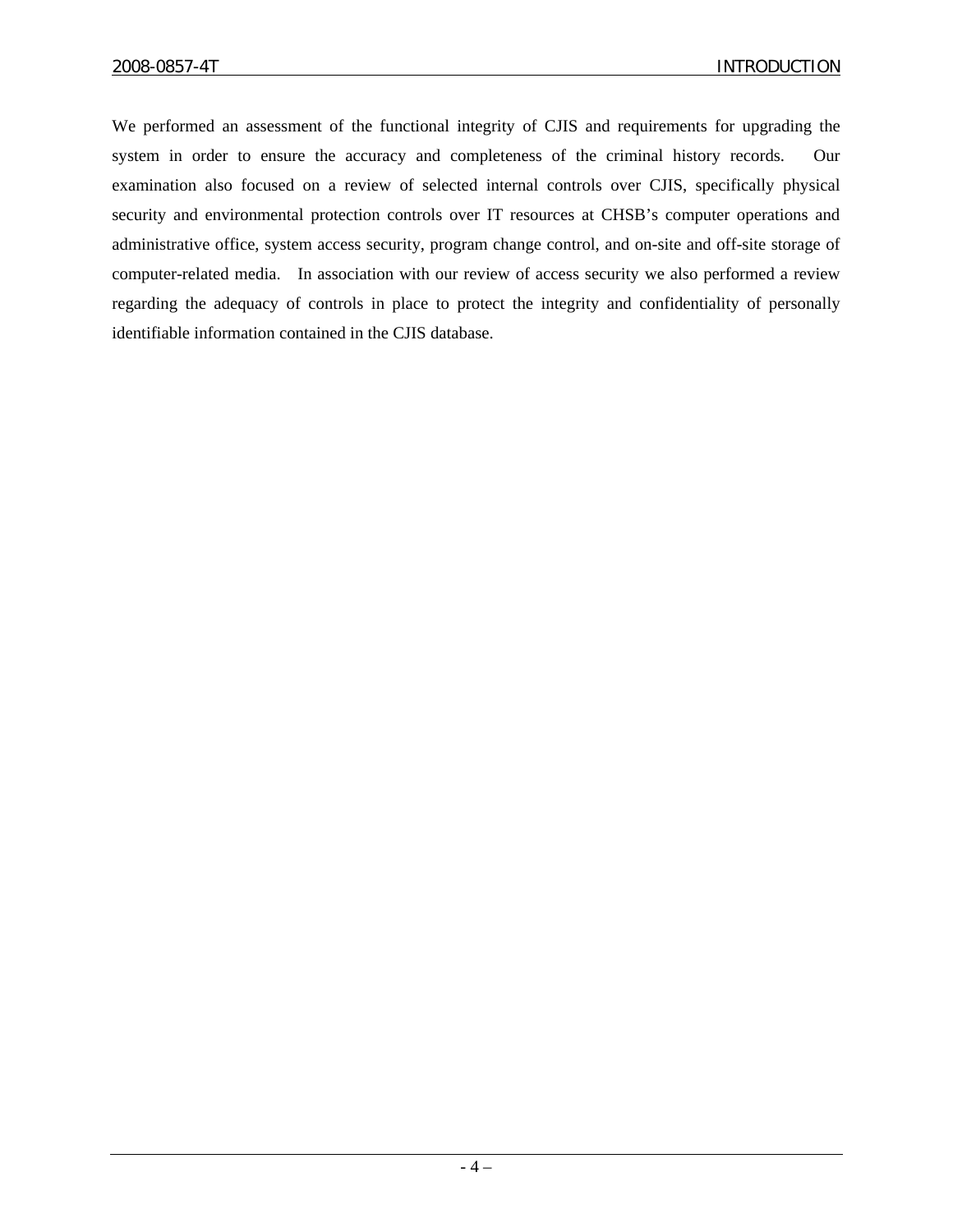We performed an assessment of the functional integrity of CJIS and requirements for upgrading the system in order to ensure the accuracy and completeness of the criminal history records. Our examination also focused on a review of selected internal controls over CJIS, specifically physical security and environmental protection controls over IT resources at CHSB's computer operations and administrative office, system access security, program change control, and on-site and off-site storage of computer-related media. In association with our review of access security we also performed a review regarding the adequacy of controls in place to protect the integrity and confidentiality of personally identifiable information contained in the CJIS database.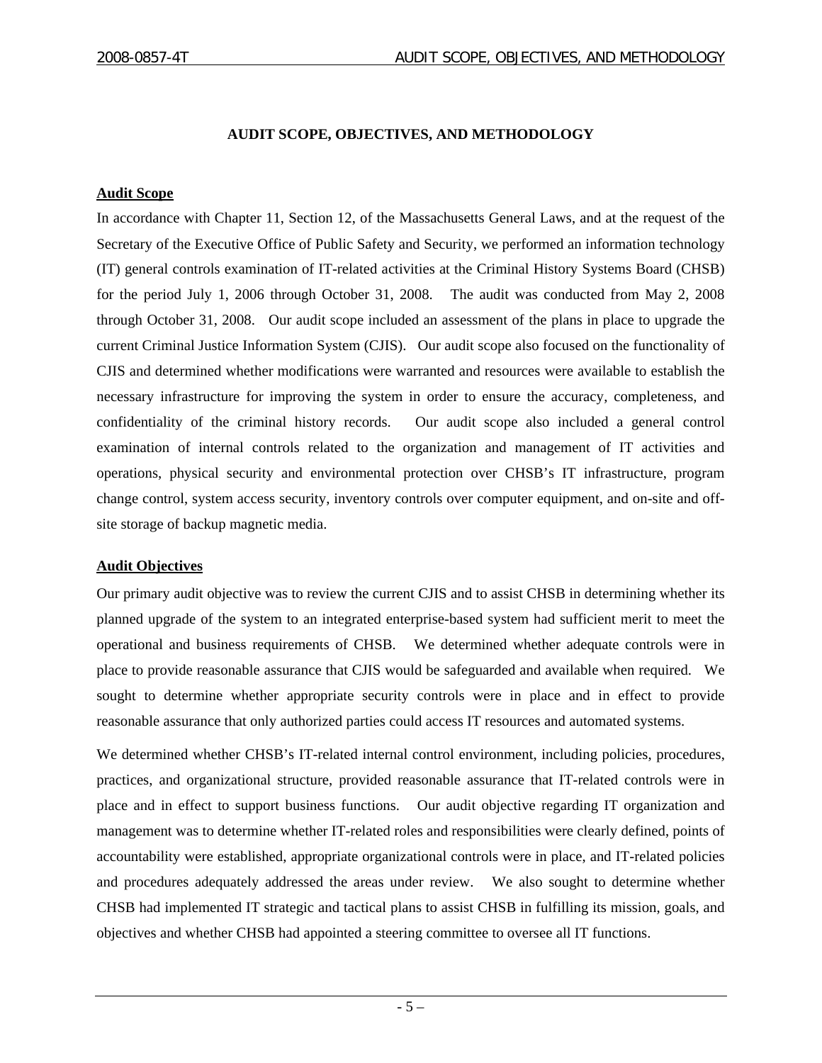# AUDIT SCOPE, OBJECTIVES, AND METHODOLOGY

**Audit Scope**

In accordance with Chapter 11, Section 12, of the Massachusetts General Laws, and at the request of the Secretary of the Executive Office of Public Safety and Security, we performed an information technology (IT) general controls examination of IT-related activities at the Criminal History Systems Board (CHSB) for the period July 1, 2006 through October 31, 2008. The audit was conducted from May 2, 2008 through October 31, 2008. Our audit scope included an assessment of the plans in place to upgrade the current Criminal Justice Information System (CJIS). Our audit scope also focused on the functionality of CJIS and determined whether modifications were warranted and resources were available to establish the necessary infrastructure for improving the system in order to ensure the accuracy, completeness, and confidentiality of the criminal history records. Our audit scope also included a general control examination of internal controls related to the organization and management of IT activities and operations, physical security and environmental protection over CHSB's IT infrastructure, program change control, system access security, inventory controls over computer equipment, and on-site and off-site storage of backup magnetic media.

**Audit Objectives**

Our primary audit objective was to review the current CJIS and to assist CHSB in determining whether its planned upgrade of the system to an integrated enterprise-based system had sufficient merit to meet the operational and business requirements of CHSB. We determined whether adequate controls were in place to provide reasonable assurance that CJIS would be safeguarded and available when required. We sought to determine whether appropriate security controls were in place and in effect to provide reasonable assurance that only authorized parties could access IT resources and automated systems.

We determined whether CHSB's IT-related internal control environment, including policies, procedures, practices, and organizational structure, provided reasonable assurance that IT-related controls were in place and in effect to support business functions. Our audit objective regarding IT organization and management was to determine whether IT-related roles and responsibilities were clearly defined, points of accountability were established, appropriate organizational controls were in place, and IT-related policies and procedures adequately addressed the areas under review. We also sought to determine whether CHSB had implemented IT strategic and tactical plans to assist CHSB in fulfilling its mission, goals, and objectives and whether CHSB had appointed a steering committee to oversee all IT functions.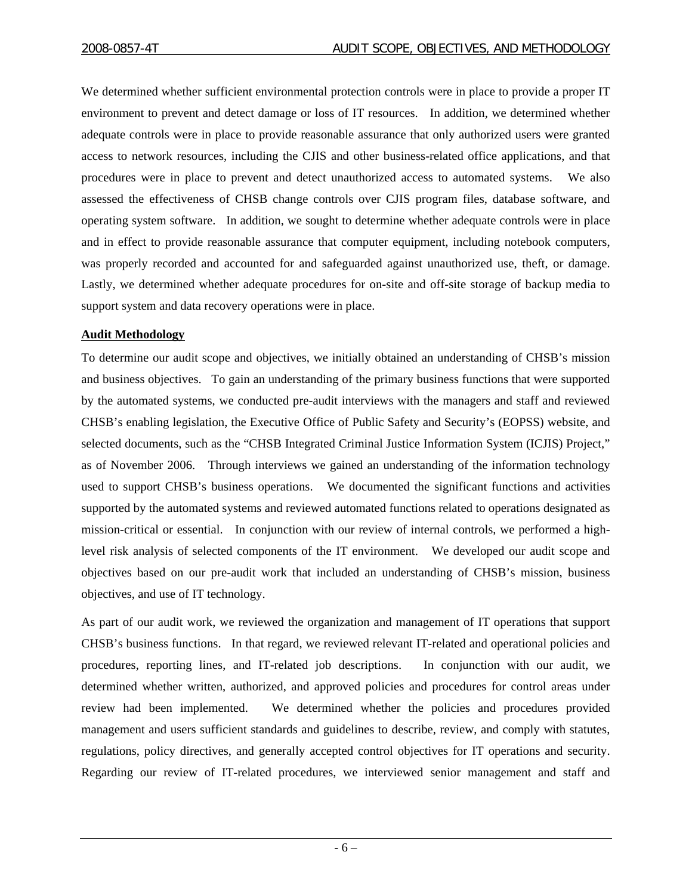We determined whether sufficient environmental protection controls were in place to provide a proper IT environment to prevent and detect damage or loss of IT resources. In addition, we determined whether adequate controls were in place to provide reasonable assurance that only authorized users were granted access to network resources, including the CJIS and other business-related office applications, and that procedures were in place to prevent and detect unauthorized access to automated systems. We also assessed the effectiveness of CHSB change controls over CJIS program files, database software, and operating system software. In addition, we sought to determine whether adequate controls were in place and in effect to provide reasonable assurance that computer equipment, including notebook computers, was properly recorded and accounted for and safeguarded against unauthorized use, theft, or damage. Lastly, we determined whether adequate procedures for on-site and off-site storage of backup media to support system and data recovery operations were in place.

**Audit Methodology**

To determine our audit scope and objectives, we initially obtained an understanding of CHSB's mission and business objectives. To gain an understanding of the primary business functions that were supported by the automated systems, we conducted pre-audit interviews with the managers and staff and reviewed CHSB's enabling legislation, the Executive Office of Public Safety and Security's (EOPSS) website, and selected documents, such as the "CHSB Integrated Criminal Justice Information System (ICJIS) Project," as of November 2006. Through interviews we gained an understanding of the information technology used to support CHSB's business operations. We documented the significant functions and activities supported by the automated systems and reviewed automated functions related to operations designated as mission-critical or essential. In conjunction with our review of internal controls, we performed a high-level risk analysis of selected components of the IT environment. We developed our audit scope and objectives based on our pre-audit work that included an understanding of CHSB's mission, business objectives, and use of IT technology.

As part of our audit work, we reviewed the organization and management of IT operations that support CHSB's business functions. In that regard, we reviewed relevant IT-related and operational policies and procedures, reporting lines, and IT-related job descriptions. In conjunction with our audit, we determined whether written, authorized, and approved policies and procedures for control areas under review had been implemented. We determined whether the policies and procedures provided management and users sufficient standards and guidelines to describe, review, and comply with statutes, regulations, policy directives, and generally accepted control objectives for IT operations and security. Regarding our review of IT-related procedures, we interviewed senior management and staff and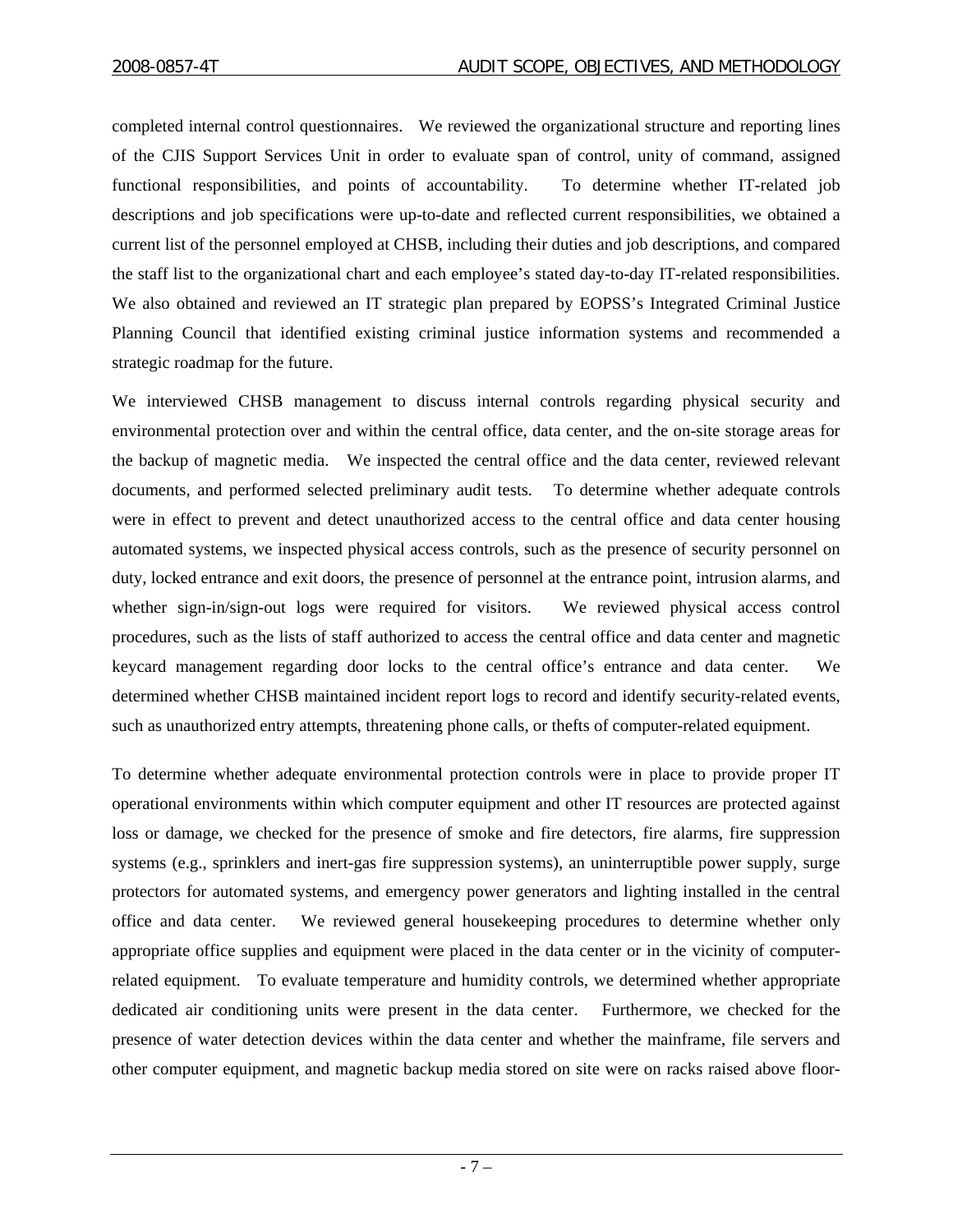completed internal control questionnaires. We reviewed the organizational structure and reporting lines of the CJIS Support Services Unit in order to evaluate span of control, unity of command, assigned functional responsibilities, and points of accountability. To determine whether IT-related job descriptions and job specifications were up-to-date and reflected current responsibilities, we obtained a current list of the personnel employed at CHSB, including their duties and job descriptions, and compared the staff list to the organizational chart and each employee's stated day-to-day IT-related responsibilities. We also obtained and reviewed an IT strategic plan prepared by EOPSS's Integrated Criminal Justice Planning Council that identified existing criminal justice information systems and recommended a strategic roadmap for the future.

We interviewed CHSB management to discuss internal controls regarding physical security and environmental protection over and within the central office, data center, and the on-site storage areas for the backup of magnetic media. We inspected the central office and the data center, reviewed relevant documents, and performed selected preliminary audit tests. To determine whether adequate controls were in effect to prevent and detect unauthorized access to the central office and data center housing automated systems, we inspected physical access controls, such as the presence of security personnel on duty, locked entrance and exit doors, the presence of personnel at the entrance point, intrusion alarms, and whether sign-in/sign-out logs were required for visitors. We reviewed physical access control procedures, such as the lists of staff authorized to access the central office and data center and magnetic keycard management regarding door locks to the central office's entrance and data center. We determined whether CHSB maintained incident report logs to record and identify security-related events, such as unauthorized entry attempts, threatening phone calls, or thefts of computer-related equipment.

To determine whether adequate environmental protection controls were in place to provide proper IT operational environments within which computer equipment and other IT resources are protected against loss or damage, we checked for the presence of smoke and fire detectors, fire alarms, fire suppression systems (e.g., sprinklers and inert-gas fire suppression systems), an uninterruptible power supply, surge protectors for automated systems, and emergency power generators and lighting installed in the central office and data center. We reviewed general housekeeping procedures to determine whether only appropriate office supplies and equipment were placed in the data center or in the vicinity of computer-related equipment. To evaluate temperature and humidity controls, we determined whether appropriate dedicated air conditioning units were present in the data center. Furthermore, we checked for the presence of water detection devices within the data center and whether the mainframe, file servers and other computer equipment, and magnetic backup media stored on site were on racks raised above floor-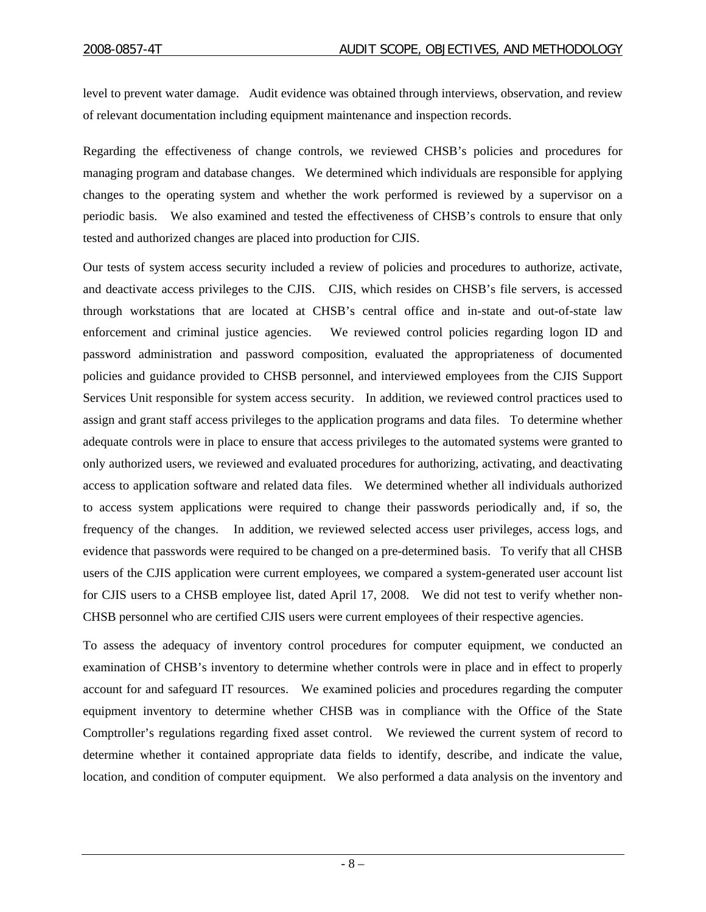level to prevent water damage. Audit evidence was obtained through interviews, observation, and review of relevant documentation including equipment maintenance and inspection records.

Regarding the effectiveness of change controls, we reviewed CHSB's policies and procedures for managing program and database changes. We determined which individuals are responsible for applying changes to the operating system and whether the work performed is reviewed by a supervisor on a periodic basis. We also examined and tested the effectiveness of CHSB's controls to ensure that only tested and authorized changes are placed into production for CJIS.

Our tests of system access security included a review of policies and procedures to authorize, activate, and deactivate access privileges to the CJIS. CJIS, which resides on CHSB's file servers, is accessed through workstations that are located at CHSB's central office and in-state and out-of-state law enforcement and criminal justice agencies. We reviewed control policies regarding logon ID and password administration and password composition, evaluated the appropriateness of documented policies and guidance provided to CHSB personnel, and interviewed employees from the CJIS Support Services Unit responsible for system access security. In addition, we reviewed control practices used to assign and grant staff access privileges to the application programs and data files. To determine whether adequate controls were in place to ensure that access privileges to the automated systems were granted to only authorized users, we reviewed and evaluated procedures for authorizing, activating, and deactivating access to application software and related data files. We determined whether all individuals authorized to access system applications were required to change their passwords periodically and, if so, the frequency of the changes. In addition, we reviewed selected access user privileges, access logs, and evidence that passwords were required to be changed on a pre-determined basis. To verify that all CHSB users of the CJIS application were current employees, we compared a system-generated user account list for CJIS users to a CHSB employee list, dated April 17, 2008. We did not test to verify whether non-CHSB personnel who are certified CJIS users were current employees of their respective agencies.

To assess the adequacy of inventory control procedures for computer equipment, we conducted an examination of CHSB's inventory to determine whether controls were in place and in effect to properly account for and safeguard IT resources. We examined policies and procedures regarding the computer equipment inventory to determine whether CHSB was in compliance with the Office of the State Comptroller's regulations regarding fixed asset control. We reviewed the current system of record to determine whether it contained appropriate data fields to identify, describe, and indicate the value, location, and condition of computer equipment. We also performed a data analysis on the inventory and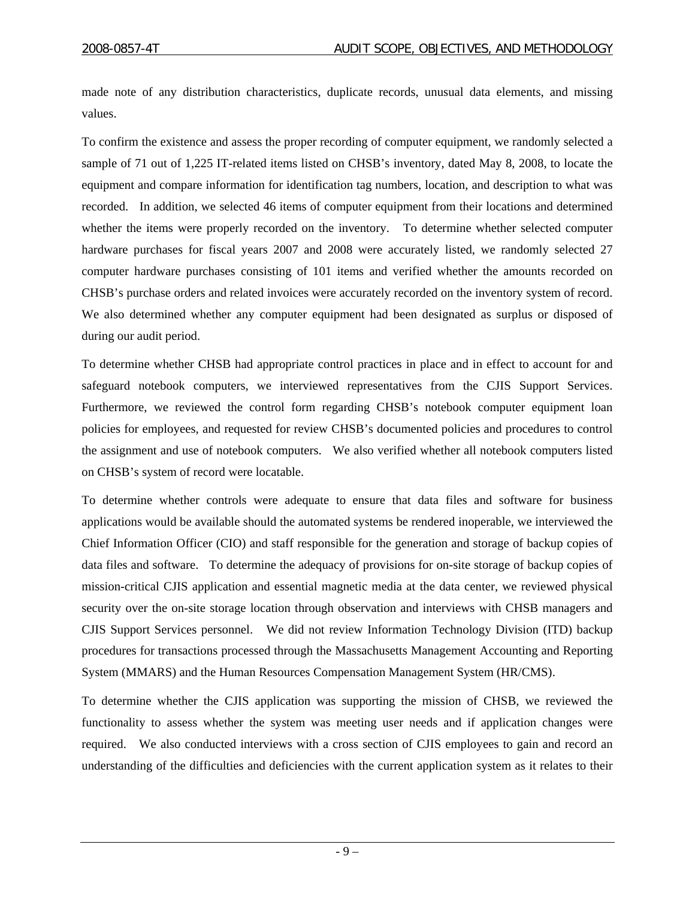made note of any distribution characteristics, duplicate records, unusual data elements, and missing values.

To confirm the existence and assess the proper recording of computer equipment, we randomly selected a sample of 71 out of 1,225 IT-related items listed on CHSB's inventory, dated May 8, 2008, to locate the equipment and compare information for identification tag numbers, location, and description to what was recorded. In addition, we selected 46 items of computer equipment from their locations and determined whether the items were properly recorded on the inventory. To determine whether selected computer hardware purchases for fiscal years 2007 and 2008 were accurately listed, we randomly selected 27 computer hardware purchases consisting of 101 items and verified whether the amounts recorded on CHSB's purchase orders and related invoices were accurately recorded on the inventory system of record. We also determined whether any computer equipment had been designated as surplus or disposed of during our audit period.

To determine whether CHSB had appropriate control practices in place and in effect to account for and safeguard notebook computers, we interviewed representatives from the CJIS Support Services. Furthermore, we reviewed the control form regarding CHSB's notebook computer equipment loan policies for employees, and requested for review CHSB's documented policies and procedures to control the assignment and use of notebook computers. We also verified whether all notebook computers listed on CHSB's system of record were locatable.

To determine whether controls were adequate to ensure that data files and software for business applications would be available should the automated systems be rendered inoperable, we interviewed the Chief Information Officer (CIO) and staff responsible for the generation and storage of backup copies of data files and software. To determine the adequacy of provisions for on-site storage of backup copies of mission-critical CJIS application and essential magnetic media at the data center, we reviewed physical security over the on-site storage location through observation and interviews with CHSB managers and CJIS Support Services personnel. We did not review Information Technology Division (ITD) backup procedures for transactions processed through the Massachusetts Management Accounting and Reporting System (MMARS) and the Human Resources Compensation Management System (HR/CMS).

To determine whether the CJIS application was supporting the mission of CHSB, we reviewed the functionality to assess whether the system was meeting user needs and if application changes were required. We also conducted interviews with a cross section of CJIS employees to gain and record an understanding of the difficulties and deficiencies with the current application system as it relates to their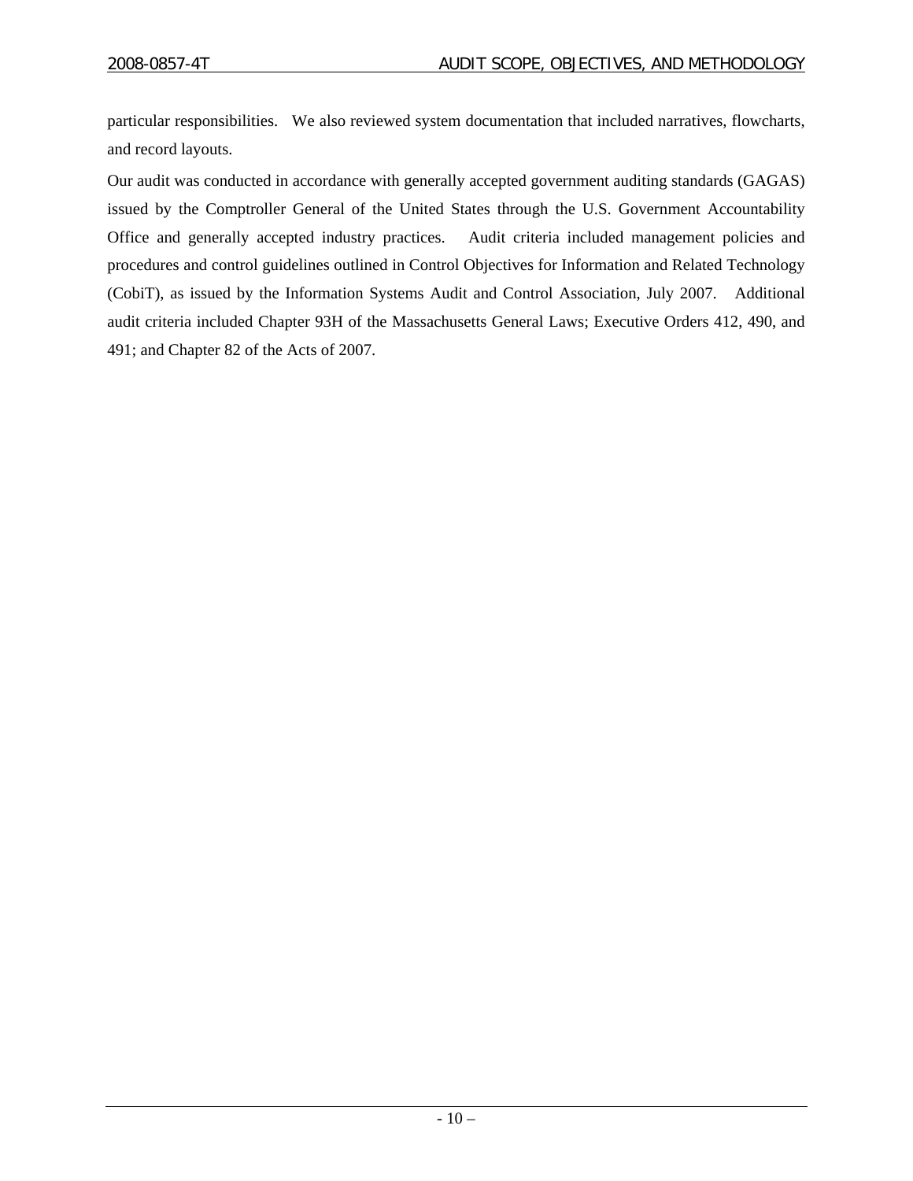particular responsibilities. We also reviewed system documentation that included narratives, flowcharts, and record layouts.

Our audit was conducted in accordance with generally accepted government auditing standards (GAGAS) issued by the Comptroller General of the United States through the U.S. Government Accountability Office and generally accepted industry practices. Audit criteria included management policies and procedures and control guidelines outlined in Control Objectives for Information and Related Technology (CobiT), as issued by the Information Systems Audit and Control Association, July 2007. Additional audit criteria included Chapter 93H of the Massachusetts General Laws; Executive Orders 412, 490, and 491; and Chapter 82 of the Acts of 2007.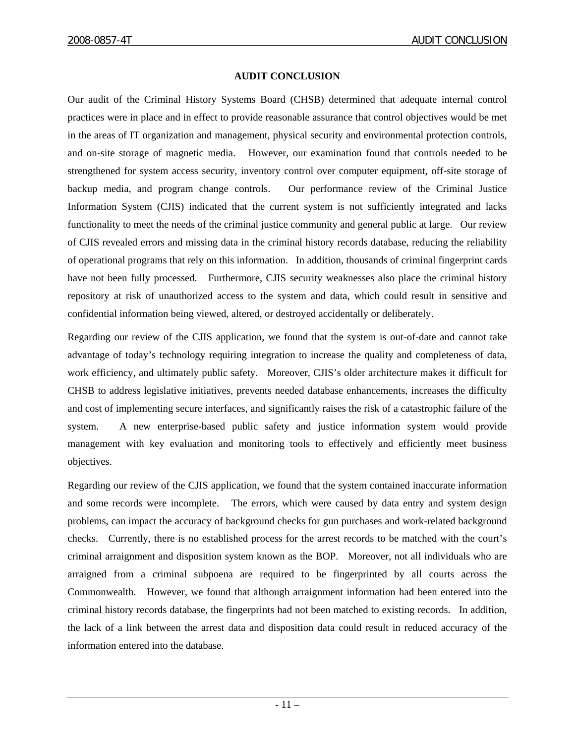# AUDIT CONCLUSION

Our audit of the Criminal History Systems Board (CHSB) determined that adequate internal control practices were in place and in effect to provide reasonable assurance that control objectives would be met in the areas of IT organization and management, physical security and environmental protection controls, and on-site storage of magnetic media. However, our examination found that controls needed to be strengthened for system access security, inventory control over computer equipment, off-site storage of backup media, and program change controls. Our performance review of the Criminal Justice Information System (CJIS) indicated that the current system is not sufficiently integrated and lacks functionality to meet the needs of the criminal justice community and general public at large. Our review of CJIS revealed errors and missing data in the criminal history records database, reducing the reliability of operational programs that rely on this information. In addition, thousands of criminal fingerprint cards have not been fully processed. Furthermore, CJIS security weaknesses also place the criminal history repository at risk of unauthorized access to the system and data, which could result in sensitive and confidential information being viewed, altered, or destroyed accidentally or deliberately.

Regarding our review of the CJIS application, we found that the system is out-of-date and cannot take advantage of today's technology requiring integration to increase the quality and completeness of data, work efficiency, and ultimately public safety. Moreover, CJIS's older architecture makes it difficult for CHSB to address legislative initiatives, prevents needed database enhancements, increases the difficulty and cost of implementing secure interfaces, and significantly raises the risk of a catastrophic failure of the system. A new enterprise-based public safety and justice information system would provide management with key evaluation and monitoring tools to effectively and efficiently meet business objectives.

Regarding our review of the CJIS application, we found that the system contained inaccurate information and some records were incomplete. The errors, which were caused by data entry and system design problems, can impact the accuracy of background checks for gun purchases and work-related background checks. Currently, there is no established process for the arrest records to be matched with the court's criminal arraignment and disposition system known as the BOP. Moreover, not all individuals who are arraigned from a criminal subpoena are required to be fingerprinted by all courts across the Commonwealth. However, we found that although arraignment information had been entered into the criminal history records database, the fingerprints had not been matched to existing records. In addition, the lack of a link between the arrest data and disposition data could result in reduced accuracy of the information entered into the database.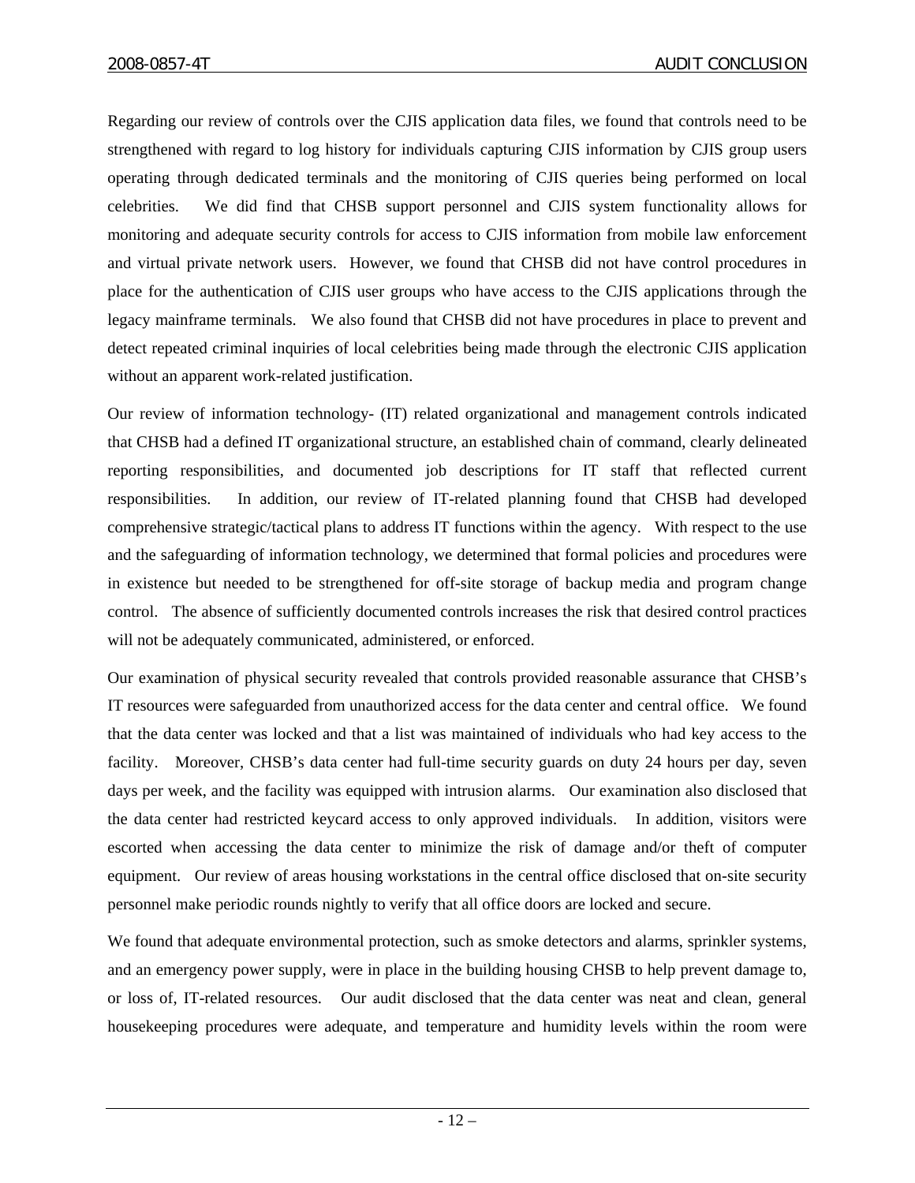Regarding our review of controls over the CJIS application data files, we found that controls need to be strengthened with regard to log history for individuals capturing CJIS information by CJIS group users operating through dedicated terminals and the monitoring of CJIS queries being performed on local celebrities. We did find that CHSB support personnel and CJIS system functionality allows for monitoring and adequate security controls for access to CJIS information from mobile law enforcement and virtual private network users. However, we found that CHSB did not have control procedures in place for the authentication of CJIS user groups who have access to the CJIS applications through the legacy mainframe terminals. We also found that CHSB did not have procedures in place to prevent and detect repeated criminal inquiries of local celebrities being made through the electronic CJIS application without an apparent work-related justification.

Our review of information technology- (IT) related organizational and management controls indicated that CHSB had a defined IT organizational structure, an established chain of command, clearly delineated reporting responsibilities, and documented job descriptions for IT staff that reflected current responsibilities. In addition, our review of IT-related planning found that CHSB had developed comprehensive strategic/tactical plans to address IT functions within the agency. With respect to the use and the safeguarding of information technology, we determined that formal policies and procedures were in existence but needed to be strengthened for off-site storage of backup media and program change control. The absence of sufficiently documented controls increases the risk that desired control practices will not be adequately communicated, administered, or enforced.

Our examination of physical security revealed that controls provided reasonable assurance that CHSB's IT resources were safeguarded from unauthorized access for the data center and central office. We found that the data center was locked and that a list was maintained of individuals who had key access to the facility. Moreover, CHSB's data center had full-time security guards on duty 24 hours per day, seven days per week, and the facility was equipped with intrusion alarms. Our examination also disclosed that the data center had restricted keycard access to only approved individuals. In addition, visitors were escorted when accessing the data center to minimize the risk of damage and/or theft of computer equipment. Our review of areas housing workstations in the central office disclosed that on-site security personnel make periodic rounds nightly to verify that all office doors are locked and secure.

We found that adequate environmental protection, such as smoke detectors and alarms, sprinkler systems, and an emergency power supply, were in place in the building housing CHSB to help prevent damage to, or loss of, IT-related resources. Our audit disclosed that the data center was neat and clean, general housekeeping procedures were adequate, and temperature and humidity levels within the room were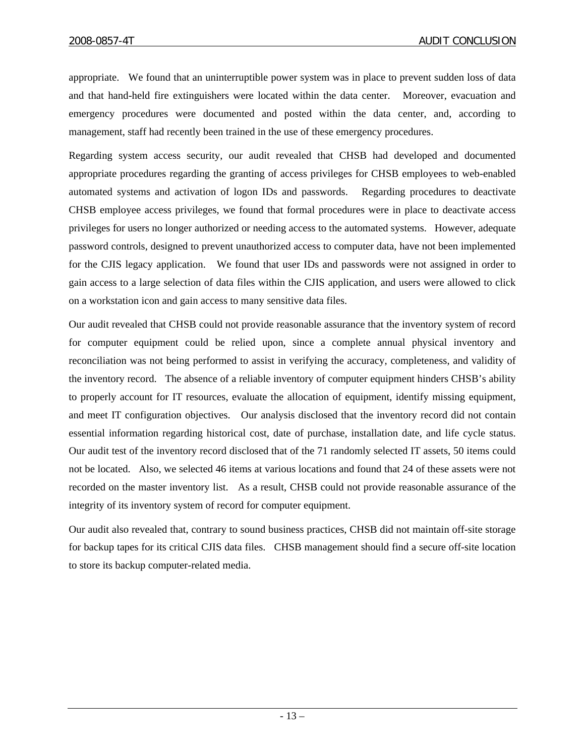appropriate. We found that an uninterruptible power system was in place to prevent sudden loss of data and that hand-held fire extinguishers were located within the data center. Moreover, evacuation and emergency procedures were documented and posted within the data center, and, according to management, staff had recently been trained in the use of these emergency procedures.

Regarding system access security, our audit revealed that CHSB had developed and documented appropriate procedures regarding the granting of access privileges for CHSB employees to web-enabled automated systems and activation of logon IDs and passwords. Regarding procedures to deactivate CHSB employee access privileges, we found that formal procedures were in place to deactivate access privileges for users no longer authorized or needing access to the automated systems. However, adequate password controls, designed to prevent unauthorized access to computer data, have not been implemented for the CJIS legacy application. We found that user IDs and passwords were not assigned in order to gain access to a large selection of data files within the CJIS application, and users were allowed to click on a workstation icon and gain access to many sensitive data files.

Our audit revealed that CHSB could not provide reasonable assurance that the inventory system of record for computer equipment could be relied upon, since a complete annual physical inventory and reconciliation was not being performed to assist in verifying the accuracy, completeness, and validity of the inventory record. The absence of a reliable inventory of computer equipment hinders CHSB's ability to properly account for IT resources, evaluate the allocation of equipment, identify missing equipment, and meet IT configuration objectives. Our analysis disclosed that the inventory record did not contain essential information regarding historical cost, date of purchase, installation date, and life cycle status. Our audit test of the inventory record disclosed that of the 71 randomly selected IT assets, 50 items could not be located. Also, we selected 46 items at various locations and found that 24 of these assets were not recorded on the master inventory list. As a result, CHSB could not provide reasonable assurance of the integrity of its inventory system of record for computer equipment.

Our audit also revealed that, contrary to sound business practices, CHSB did not maintain off-site storage for backup tapes for its critical CJIS data files. CHSB management should find a secure off-site location to store its backup computer-related media.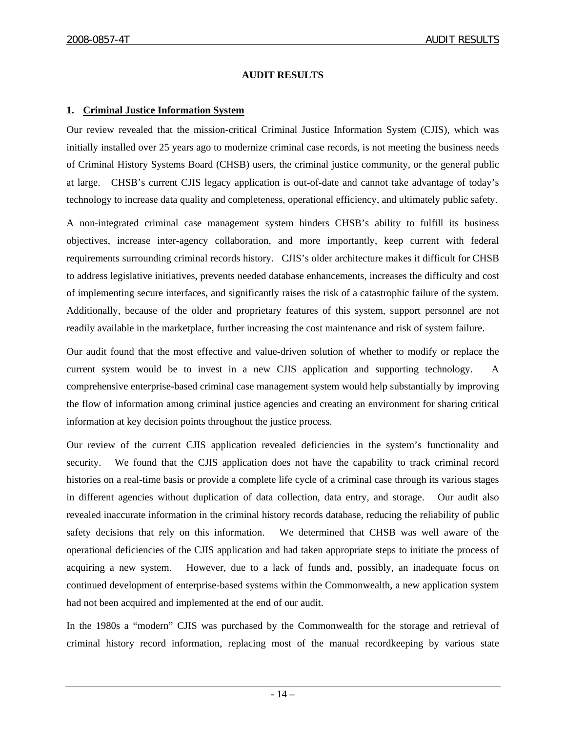# AUDIT RESULTS

## 1. Criminal Justice Information System

Our review revealed that the mission-critical Criminal Justice Information System (CJIS), which was initially installed over 25 years ago to modernize criminal case records, is not meeting the business needs of Criminal History Systems Board (CHSB) users, the criminal justice community, or the general public at large. CHSB's current CJIS legacy application is out-of-date and cannot take advantage of today's technology to increase data quality and completeness, operational efficiency, and ultimately public safety.

A non-integrated criminal case management system hinders CHSB's ability to fulfill its business objectives, increase inter-agency collaboration, and more importantly, keep current with federal requirements surrounding criminal records history. CJIS's older architecture makes it difficult for CHSB to address legislative initiatives, prevents needed database enhancements, increases the difficulty and cost of implementing secure interfaces, and significantly raises the risk of a catastrophic failure of the system. Additionally, because of the older and proprietary features of this system, support personnel are not readily available in the marketplace, further increasing the cost maintenance and risk of system failure.

Our audit found that the most effective and value-driven solution of whether to modify or replace the current system would be to invest in a new CJIS application and supporting technology. A comprehensive enterprise-based criminal case management system would help substantially by improving the flow of information among criminal justice agencies and creating an environment for sharing critical information at key decision points throughout the justice process.

Our review of the current CJIS application revealed deficiencies in the system's functionality and security. We found that the CJIS application does not have the capability to track criminal record histories on a real-time basis or provide a complete life cycle of a criminal case through its various stages in different agencies without duplication of data collection, data entry, and storage. Our audit also revealed inaccurate information in the criminal history records database, reducing the reliability of public safety decisions that rely on this information. We determined that CHSB was well aware of the operational deficiencies of the CJIS application and had taken appropriate steps to initiate the process of acquiring a new system. However, due to a lack of funds and, possibly, an inadequate focus on continued development of enterprise-based systems within the Commonwealth, a new application system had not been acquired and implemented at the end of our audit.

In the 1980s a "modern" CJIS was purchased by the Commonwealth for the storage and retrieval of criminal history record information, replacing most of the manual recordkeeping by various state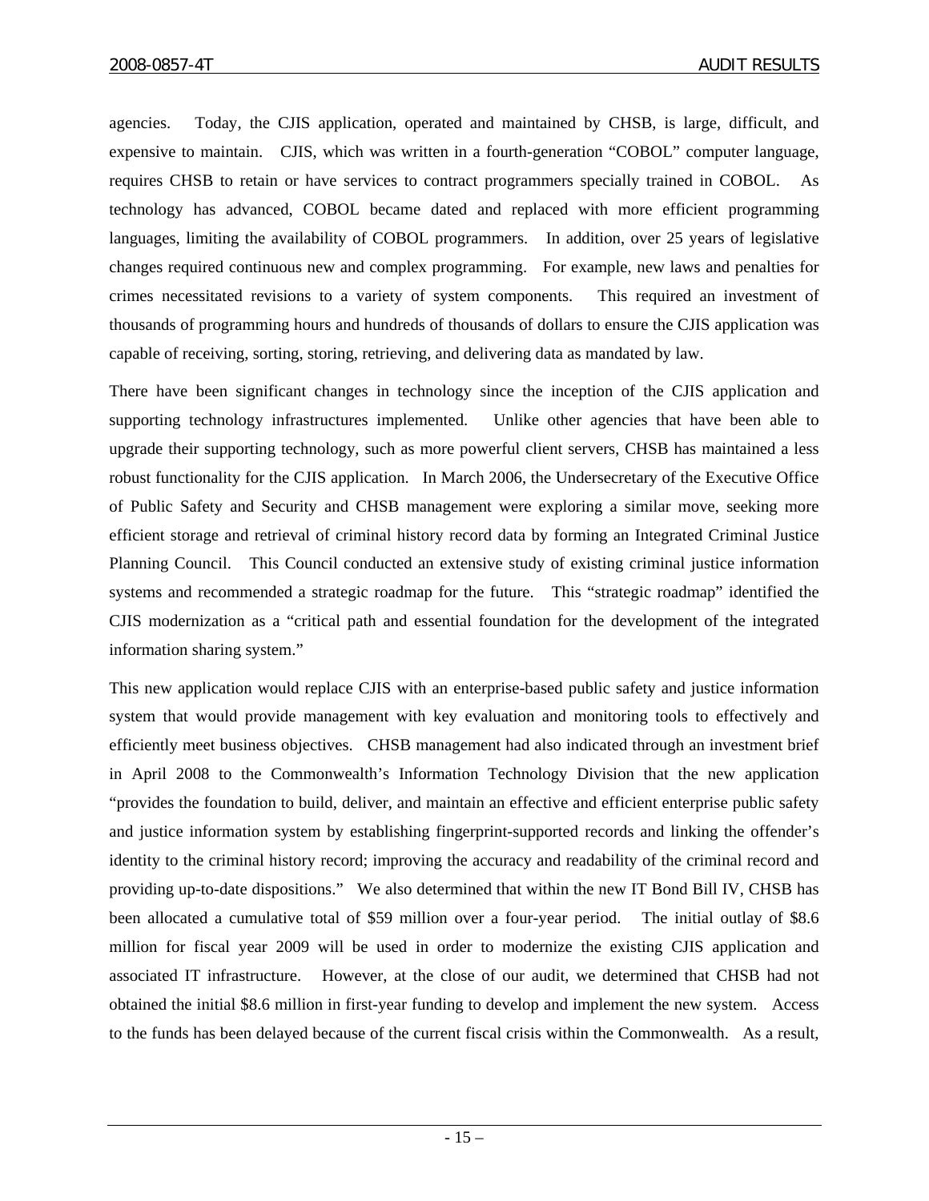agencies. Today, the CJIS application, operated and maintained by CHSB, is large, difficult, and expensive to maintain. CJIS, which was written in a fourth-generation "COBOL" computer language, requires CHSB to retain or have services to contract programmers specially trained in COBOL. As technology has advanced, COBOL became dated and replaced with more efficient programming languages, limiting the availability of COBOL programmers. In addition, over 25 years of legislative changes required continuous new and complex programming. For example, new laws and penalties for crimes necessitated revisions to a variety of system components. This required an investment of thousands of programming hours and hundreds of thousands of dollars to ensure the CJIS application was capable of receiving, sorting, storing, retrieving, and delivering data as mandated by law.

There have been significant changes in technology since the inception of the CJIS application and supporting technology infrastructures implemented. Unlike other agencies that have been able to upgrade their supporting technology, such as more powerful client servers, CHSB has maintained a less robust functionality for the CJIS application. In March 2006, the Undersecretary of the Executive Office of Public Safety and Security and CHSB management were exploring a similar move, seeking more efficient storage and retrieval of criminal history record data by forming an Integrated Criminal Justice Planning Council. This Council conducted an extensive study of existing criminal justice information systems and recommended a strategic roadmap for the future. This "strategic roadmap" identified the CJIS modernization as a "critical path and essential foundation for the development of the integrated information sharing system."

This new application would replace CJIS with an enterprise-based public safety and justice information system that would provide management with key evaluation and monitoring tools to effectively and efficiently meet business objectives. CHSB management had also indicated through an investment brief in April 2008 to the Commonwealth's Information Technology Division that the new application "provides the foundation to build, deliver, and maintain an effective and efficient enterprise public safety and justice information system by establishing fingerprint-supported records and linking the offender's identity to the criminal history record; improving the accuracy and readability of the criminal record and providing up-to-date dispositions." We also determined that within the new IT Bond Bill IV, CHSB has been allocated a cumulative total of $59 million over a four-year period. The initial outlay of $8.6 million for fiscal year 2009 will be used in order to modernize the existing CJIS application and associated IT infrastructure. However, at the close of our audit, we determined that CHSB had not obtained the initial $8.6 million in first-year funding to develop and implement the new system. Access to the funds has been delayed because of the current fiscal crisis within the Commonwealth. As a result,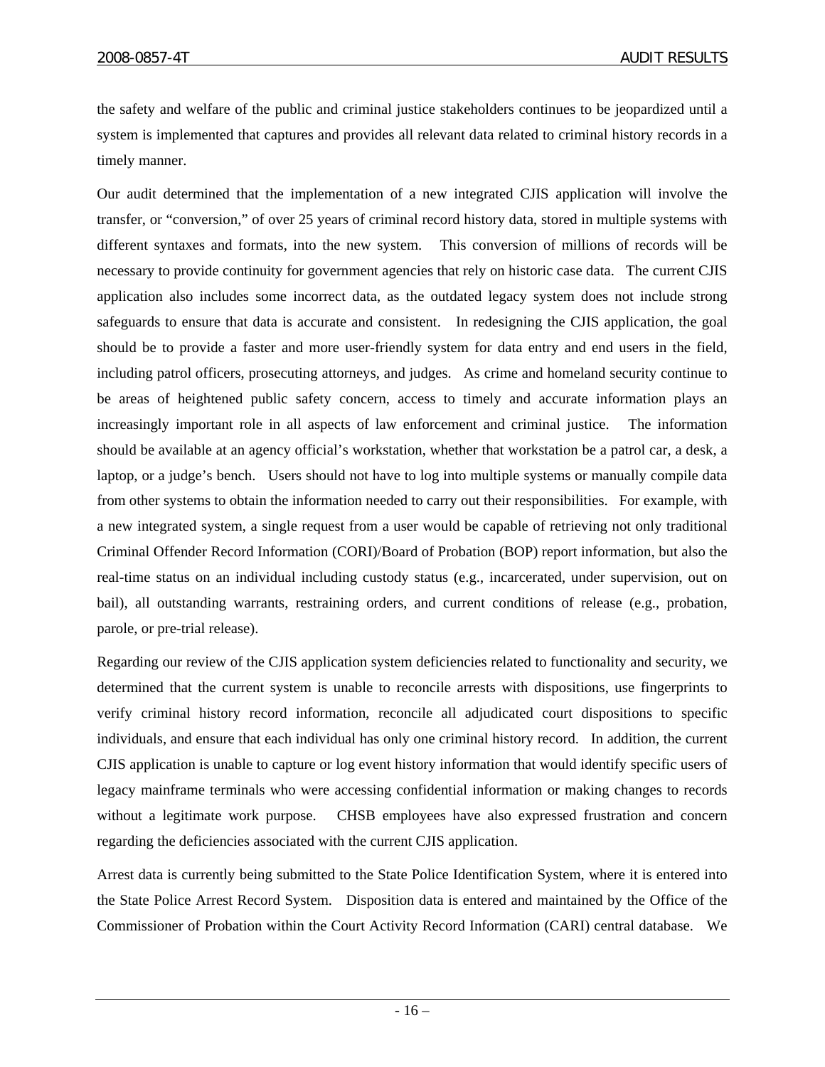the safety and welfare of the public and criminal justice stakeholders continues to be jeopardized until a system is implemented that captures and provides all relevant data related to criminal history records in a timely manner.

Our audit determined that the implementation of a new integrated CJIS application will involve the transfer, or "conversion," of over 25 years of criminal record history data, stored in multiple systems with different syntaxes and formats, into the new system. This conversion of millions of records will be necessary to provide continuity for government agencies that rely on historic case data. The current CJIS application also includes some incorrect data, as the outdated legacy system does not include strong safeguards to ensure that data is accurate and consistent. In redesigning the CJIS application, the goal should be to provide a faster and more user-friendly system for data entry and end users in the field, including patrol officers, prosecuting attorneys, and judges. As crime and homeland security continue to be areas of heightened public safety concern, access to timely and accurate information plays an increasingly important role in all aspects of law enforcement and criminal justice. The information should be available at an agency official's workstation, whether that workstation be a patrol car, a desk, a laptop, or a judge's bench. Users should not have to log into multiple systems or manually compile data from other systems to obtain the information needed to carry out their responsibilities. For example, with a new integrated system, a single request from a user would be capable of retrieving not only traditional Criminal Offender Record Information (CORI)/Board of Probation (BOP) report information, but also the real-time status on an individual including custody status (e.g., incarcerated, under supervision, out on bail), all outstanding warrants, restraining orders, and current conditions of release (e.g., probation, parole, or pre-trial release).

Regarding our review of the CJIS application system deficiencies related to functionality and security, we determined that the current system is unable to reconcile arrests with dispositions, use fingerprints to verify criminal history record information, reconcile all adjudicated court dispositions to specific individuals, and ensure that each individual has only one criminal history record. In addition, the current CJIS application is unable to capture or log event history information that would identify specific users of legacy mainframe terminals who were accessing confidential information or making changes to records without a legitimate work purpose. CHSB employees have also expressed frustration and concern regarding the deficiencies associated with the current CJIS application.

Arrest data is currently being submitted to the State Police Identification System, where it is entered into the State Police Arrest Record System. Disposition data is entered and maintained by the Office of the Commissioner of Probation within the Court Activity Record Information (CARI) central database. We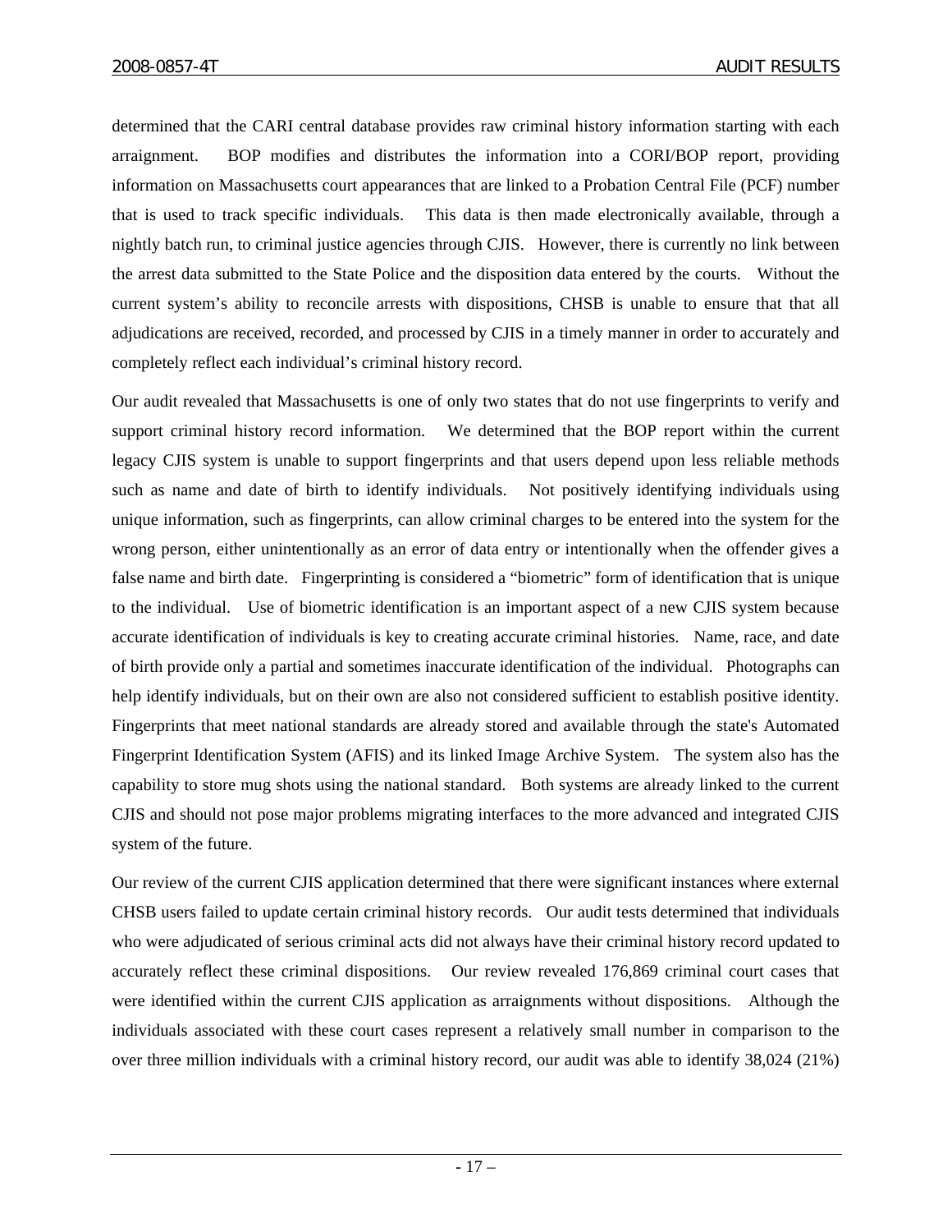determined that the CARI central database provides raw criminal history information starting with each arraignment. BOP modifies and distributes the information into a CORI/BOP report, providing information on Massachusetts court appearances that are linked to a Probation Central File (PCF) number that is used to track specific individuals. This data is then made electronically available, through a nightly batch run, to criminal justice agencies through CJIS. However, there is currently no link between the arrest data submitted to the State Police and the disposition data entered by the courts. Without the current system's ability to reconcile arrests with dispositions, CHSB is unable to ensure that that all adjudications are received, recorded, and processed by CJIS in a timely manner in order to accurately and completely reflect each individual's criminal history record.

Our audit revealed that Massachusetts is one of only two states that do not use fingerprints to verify and support criminal history record information. We determined that the BOP report within the current legacy CJIS system is unable to support fingerprints and that users depend upon less reliable methods such as name and date of birth to identify individuals. Not positively identifying individuals using unique information, such as fingerprints, can allow criminal charges to be entered into the system for the wrong person, either unintentionally as an error of data entry or intentionally when the offender gives a false name and birth date. Fingerprinting is considered a "biometric" form of identification that is unique to the individual. Use of biometric identification is an important aspect of a new CJIS system because accurate identification of individuals is key to creating accurate criminal histories. Name, race, and date of birth provide only a partial and sometimes inaccurate identification of the individual. Photographs can help identify individuals, but on their own are also not considered sufficient to establish positive identity. Fingerprints that meet national standards are already stored and available through the state's Automated Fingerprint Identification System (AFIS) and its linked Image Archive System. The system also has the capability to store mug shots using the national standard. Both systems are already linked to the current CJIS and should not pose major problems migrating interfaces to the more advanced and integrated CJIS system of the future.

Our review of the current CJIS application determined that there were significant instances where external CHSB users failed to update certain criminal history records. Our audit tests determined that individuals who were adjudicated of serious criminal acts did not always have their criminal history record updated to accurately reflect these criminal dispositions. Our review revealed 176,869 criminal court cases that were identified within the current CJIS application as arraignments without dispositions. Although the individuals associated with these court cases represent a relatively small number in comparison to the over three million individuals with a criminal history record, our audit was able to identify 38,024 (21%)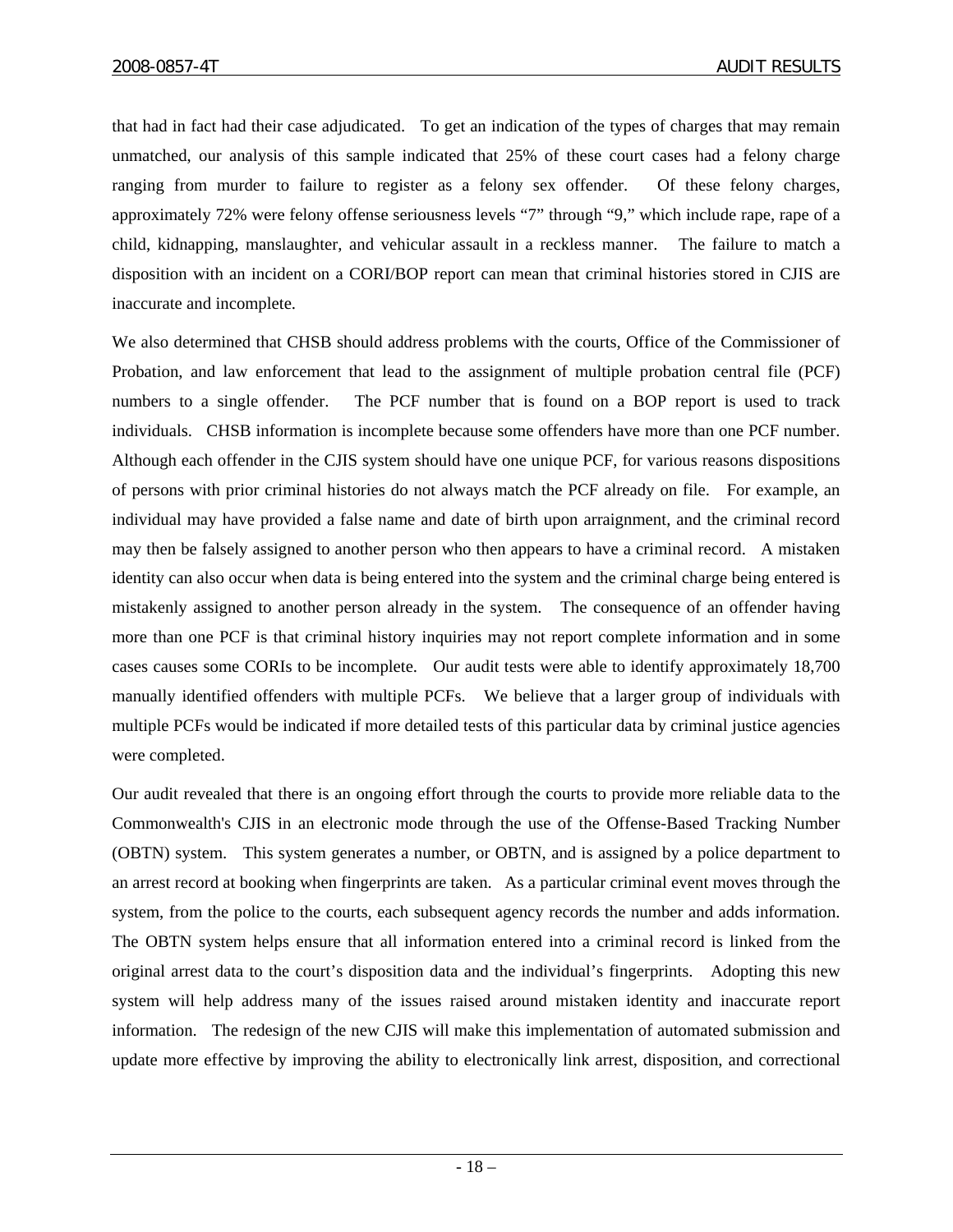that had in fact had their case adjudicated. To get an indication of the types of charges that may remain unmatched, our analysis of this sample indicated that 25% of these court cases had a felony charge ranging from murder to failure to register as a felony sex offender. Of these felony charges, approximately 72% were felony offense seriousness levels "7" through "9," which include rape, rape of a child, kidnapping, manslaughter, and vehicular assault in a reckless manner. The failure to match a disposition with an incident on a CORI/BOP report can mean that criminal histories stored in CJIS are inaccurate and incomplete.

We also determined that CHSB should address problems with the courts, Office of the Commissioner of Probation, and law enforcement that lead to the assignment of multiple probation central file (PCF) numbers to a single offender. The PCF number that is found on a BOP report is used to track individuals. CHSB information is incomplete because some offenders have more than one PCF number. Although each offender in the CJIS system should have one unique PCF, for various reasons dispositions of persons with prior criminal histories do not always match the PCF already on file. For example, an individual may have provided a false name and date of birth upon arraignment, and the criminal record may then be falsely assigned to another person who then appears to have a criminal record. A mistaken identity can also occur when data is being entered into the system and the criminal charge being entered is mistakenly assigned to another person already in the system. The consequence of an offender having more than one PCF is that criminal history inquiries may not report complete information and in some cases causes some CORIs to be incomplete. Our audit tests were able to identify approximately 18,700 manually identified offenders with multiple PCFs. We believe that a larger group of individuals with multiple PCFs would be indicated if more detailed tests of this particular data by criminal justice agencies were completed.

Our audit revealed that there is an ongoing effort through the courts to provide more reliable data to the Commonwealth's CJIS in an electronic mode through the use of the Offense-Based Tracking Number (OBTN) system. This system generates a number, or OBTN, and is assigned by a police department to an arrest record at booking when fingerprints are taken. As a particular criminal event moves through the system, from the police to the courts, each subsequent agency records the number and adds information. The OBTN system helps ensure that all information entered into a criminal record is linked from the original arrest data to the court's disposition data and the individual's fingerprints. Adopting this new system will help address many of the issues raised around mistaken identity and inaccurate report information. The redesign of the new CJIS will make this implementation of automated submission and update more effective by improving the ability to electronically link arrest, disposition, and correctional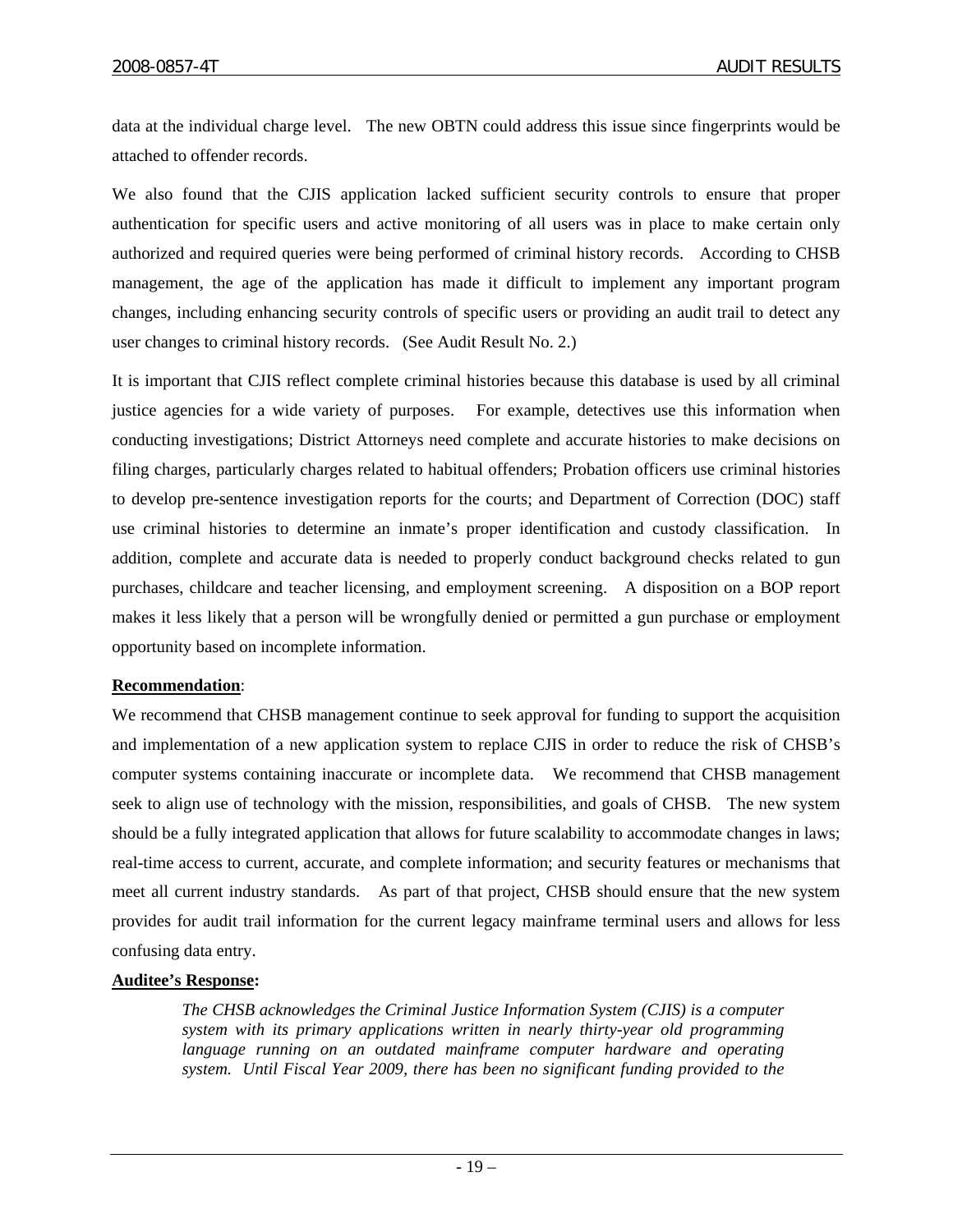data at the individual charge level. The new OBTN could address this issue since fingerprints would be attached to offender records.

We also found that the CJIS application lacked sufficient security controls to ensure that proper authentication for specific users and active monitoring of all users was in place to make certain only authorized and required queries were being performed of criminal history records. According to CHSB management, the age of the application has made it difficult to implement any important program changes, including enhancing security controls of specific users or providing an audit trail to detect any user changes to criminal history records. (See Audit Result No. 2.)

It is important that CJIS reflect complete criminal histories because this database is used by all criminal justice agencies for a wide variety of purposes. For example, detectives use this information when conducting investigations; District Attorneys need complete and accurate histories to make decisions on filing charges, particularly charges related to habitual offenders; Probation officers use criminal histories to develop pre-sentence investigation reports for the courts; and Department of Correction (DOC) staff use criminal histories to determine an inmate's proper identification and custody classification. In addition, complete and accurate data is needed to properly conduct background checks related to gun purchases, childcare and teacher licensing, and employment screening. A disposition on a BOP report makes it less likely that a person will be wrongfully denied or permitted a gun purchase or employment opportunity based on incomplete information.

**Recommendation**:

We recommend that CHSB management continue to seek approval for funding to support the acquisition and implementation of a new application system to replace CJIS in order to reduce the risk of CHSB's computer systems containing inaccurate or incomplete data. We recommend that CHSB management seek to align use of technology with the mission, responsibilities, and goals of CHSB. The new system should be a fully integrated application that allows for future scalability to accommodate changes in laws; real-time access to current, accurate, and complete information; and security features or mechanisms that meet all current industry standards. As part of that project, CHSB should ensure that the new system provides for audit trail information for the current legacy mainframe terminal users and allows for less confusing data entry.

**Auditee's Response:**

> *The CHSB acknowledges the Criminal Justice Information System (CJIS) is a computer system with its primary applications written in nearly thirty-year old programming language running on an outdated mainframe computer hardware and operating system. Until Fiscal Year 2009, there has been no significant funding provided to the*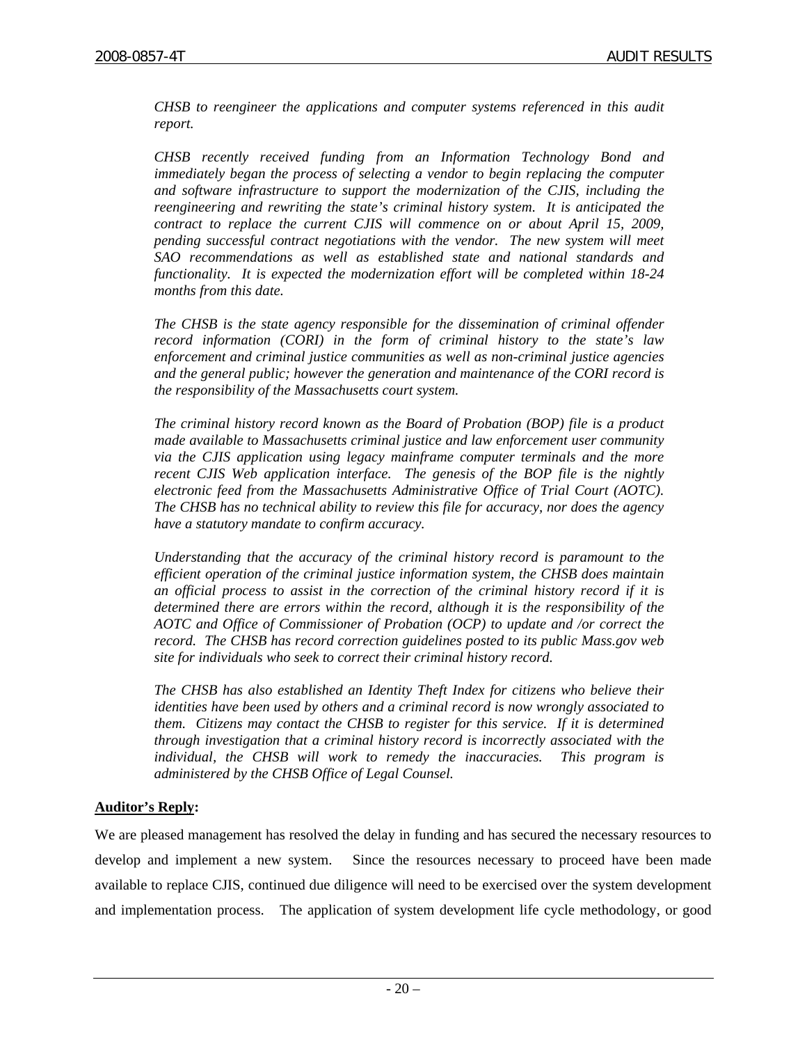*CHSB to reengineer the applications and computer systems referenced in this audit report.*

*CHSB recently received funding from an Information Technology Bond and immediately began the process of selecting a vendor to begin replacing the computer and software infrastructure to support the modernization of the CJIS, including the reengineering and rewriting the state's criminal history system. It is anticipated the contract to replace the current CJIS will commence on or about April 15, 2009, pending successful contract negotiations with the vendor. The new system will meet SAO recommendations as well as established state and national standards and functionality. It is expected the modernization effort will be completed within 18-24 months from this date.*

*The CHSB is the state agency responsible for the dissemination of criminal offender record information (CORI) in the form of criminal history to the state's law enforcement and criminal justice communities as well as non-criminal justice agencies and the general public; however the generation and maintenance of the CORI record is the responsibility of the Massachusetts court system.*

*The criminal history record known as the Board of Probation (BOP) file is a product made available to Massachusetts criminal justice and law enforcement user community via the CJIS application using legacy mainframe computer terminals and the more recent CJIS Web application interface. The genesis of the BOP file is the nightly electronic feed from the Massachusetts Administrative Office of Trial Court (AOTC). The CHSB has no technical ability to review this file for accuracy, nor does the agency have a statutory mandate to confirm accuracy.*

*Understanding that the accuracy of the criminal history record is paramount to the efficient operation of the criminal justice information system, the CHSB does maintain an official process to assist in the correction of the criminal history record if it is determined there are errors within the record, although it is the responsibility of the AOTC and Office of Commissioner of Probation (OCP) to update and /or correct the record. The CHSB has record correction guidelines posted to its public Mass.gov web site for individuals who seek to correct their criminal history record.*

*The CHSB has also established an Identity Theft Index for citizens who believe their identities have been used by others and a criminal record is now wrongly associated to them. Citizens may contact the CHSB to register for this service. If it is determined through investigation that a criminal history record is incorrectly associated with the individual, the CHSB will work to remedy the inaccuracies. This program is administered by the CHSB Office of Legal Counsel.*

**Auditor's Reply:**

We are pleased management has resolved the delay in funding and has secured the necessary resources to develop and implement a new system. Since the resources necessary to proceed have been made available to replace CJIS, continued due diligence will need to be exercised over the system development and implementation process. The application of system development life cycle methodology, or good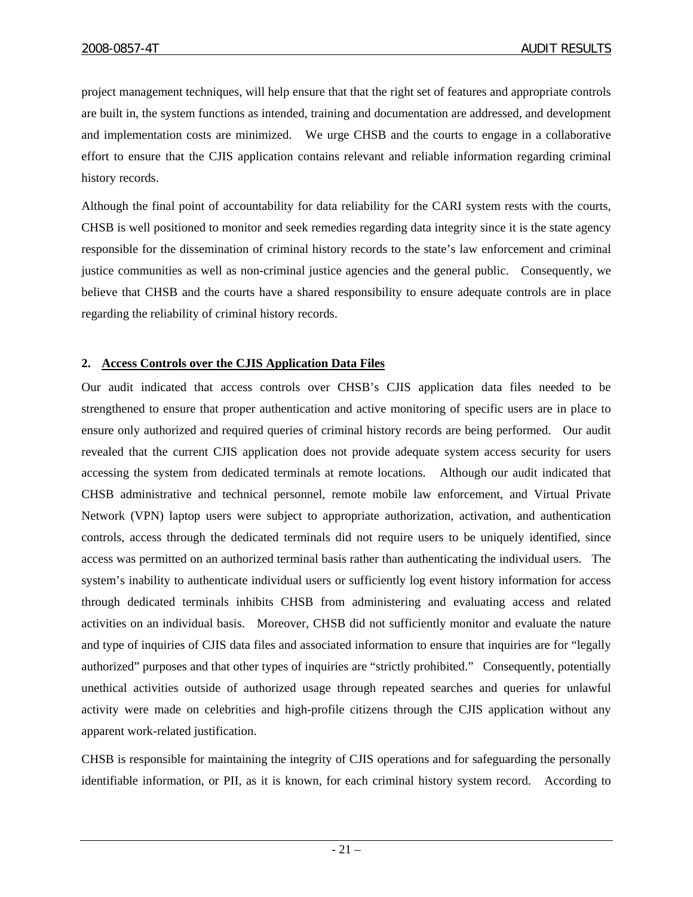project management techniques, will help ensure that that the right set of features and appropriate controls are built in, the system functions as intended, training and documentation are addressed, and development and implementation costs are minimized. We urge CHSB and the courts to engage in a collaborative effort to ensure that the CJIS application contains relevant and reliable information regarding criminal history records.

Although the final point of accountability for data reliability for the CARI system rests with the courts, CHSB is well positioned to monitor and seek remedies regarding data integrity since it is the state agency responsible for the dissemination of criminal history records to the state's law enforcement and criminal justice communities as well as non-criminal justice agencies and the general public. Consequently, we believe that CHSB and the courts have a shared responsibility to ensure adequate controls are in place regarding the reliability of criminal history records.

## 2. Access Controls over the CJIS Application Data Files

Our audit indicated that access controls over CHSB's CJIS application data files needed to be strengthened to ensure that proper authentication and active monitoring of specific users are in place to ensure only authorized and required queries of criminal history records are being performed. Our audit revealed that the current CJIS application does not provide adequate system access security for users accessing the system from dedicated terminals at remote locations. Although our audit indicated that CHSB administrative and technical personnel, remote mobile law enforcement, and Virtual Private Network (VPN) laptop users were subject to appropriate authorization, activation, and authentication controls, access through the dedicated terminals did not require users to be uniquely identified, since access was permitted on an authorized terminal basis rather than authenticating the individual users. The system's inability to authenticate individual users or sufficiently log event history information for access through dedicated terminals inhibits CHSB from administering and evaluating access and related activities on an individual basis. Moreover, CHSB did not sufficiently monitor and evaluate the nature and type of inquiries of CJIS data files and associated information to ensure that inquiries are for "legally authorized" purposes and that other types of inquiries are "strictly prohibited." Consequently, potentially unethical activities outside of authorized usage through repeated searches and queries for unlawful activity were made on celebrities and high-profile citizens through the CJIS application without any apparent work-related justification.

CHSB is responsible for maintaining the integrity of CJIS operations and for safeguarding the personally identifiable information, or PII, as it is known, for each criminal history system record. According to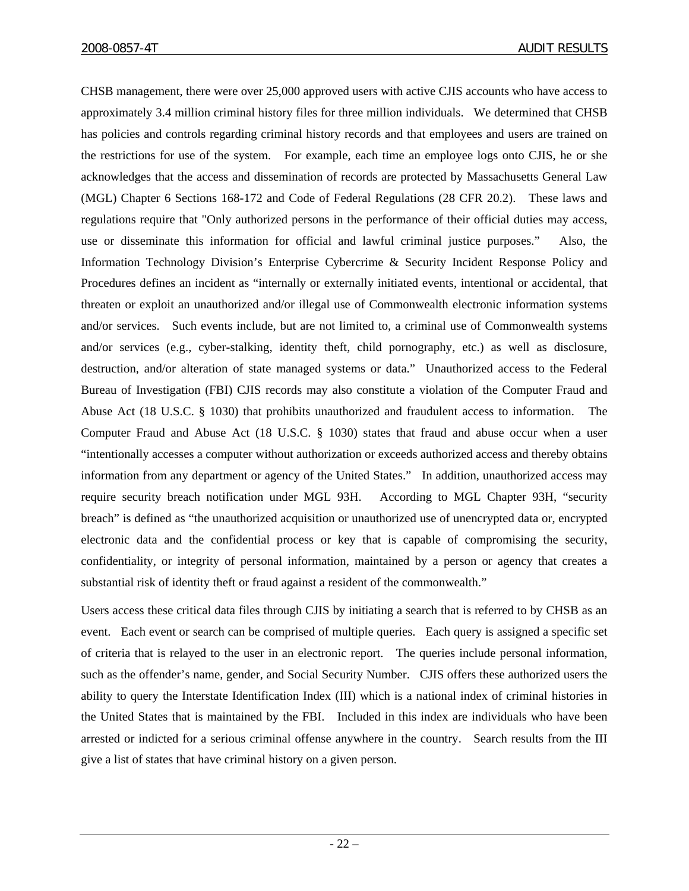CHSB management, there were over 25,000 approved users with active CJIS accounts who have access to approximately 3.4 million criminal history files for three million individuals. We determined that CHSB has policies and controls regarding criminal history records and that employees and users are trained on the restrictions for use of the system. For example, each time an employee logs onto CJIS, he or she acknowledges that the access and dissemination of records are protected by Massachusetts General Law (MGL) Chapter 6 Sections 168-172 and Code of Federal Regulations (28 CFR 20.2). These laws and regulations require that "Only authorized persons in the performance of their official duties may access, use or disseminate this information for official and lawful criminal justice purposes." Also, the Information Technology Division's Enterprise Cybercrime & Security Incident Response Policy and Procedures defines an incident as "internally or externally initiated events, intentional or accidental, that threaten or exploit an unauthorized and/or illegal use of Commonwealth electronic information systems and/or services. Such events include, but are not limited to, a criminal use of Commonwealth systems and/or services (e.g., cyber-stalking, identity theft, child pornography, etc.) as well as disclosure, destruction, and/or alteration of state managed systems or data." Unauthorized access to the Federal Bureau of Investigation (FBI) CJIS records may also constitute a violation of the Computer Fraud and Abuse Act (18 U.S.C. § 1030) that prohibits unauthorized and fraudulent access to information. The Computer Fraud and Abuse Act (18 U.S.C. § 1030) states that fraud and abuse occur when a user "intentionally accesses a computer without authorization or exceeds authorized access and thereby obtains information from any department or agency of the United States." In addition, unauthorized access may require security breach notification under MGL 93H. According to MGL Chapter 93H, "security breach" is defined as "the unauthorized acquisition or unauthorized use of unencrypted data or, encrypted electronic data and the confidential process or key that is capable of compromising the security, confidentiality, or integrity of personal information, maintained by a person or agency that creates a substantial risk of identity theft or fraud against a resident of the commonwealth."

Users access these critical data files through CJIS by initiating a search that is referred to by CHSB as an event. Each event or search can be comprised of multiple queries. Each query is assigned a specific set of criteria that is relayed to the user in an electronic report. The queries include personal information, such as the offender's name, gender, and Social Security Number. CJIS offers these authorized users the ability to query the Interstate Identification Index (III) which is a national index of criminal histories in the United States that is maintained by the FBI. Included in this index are individuals who have been arrested or indicted for a serious criminal offense anywhere in the country. Search results from the III give a list of states that have criminal history on a given person.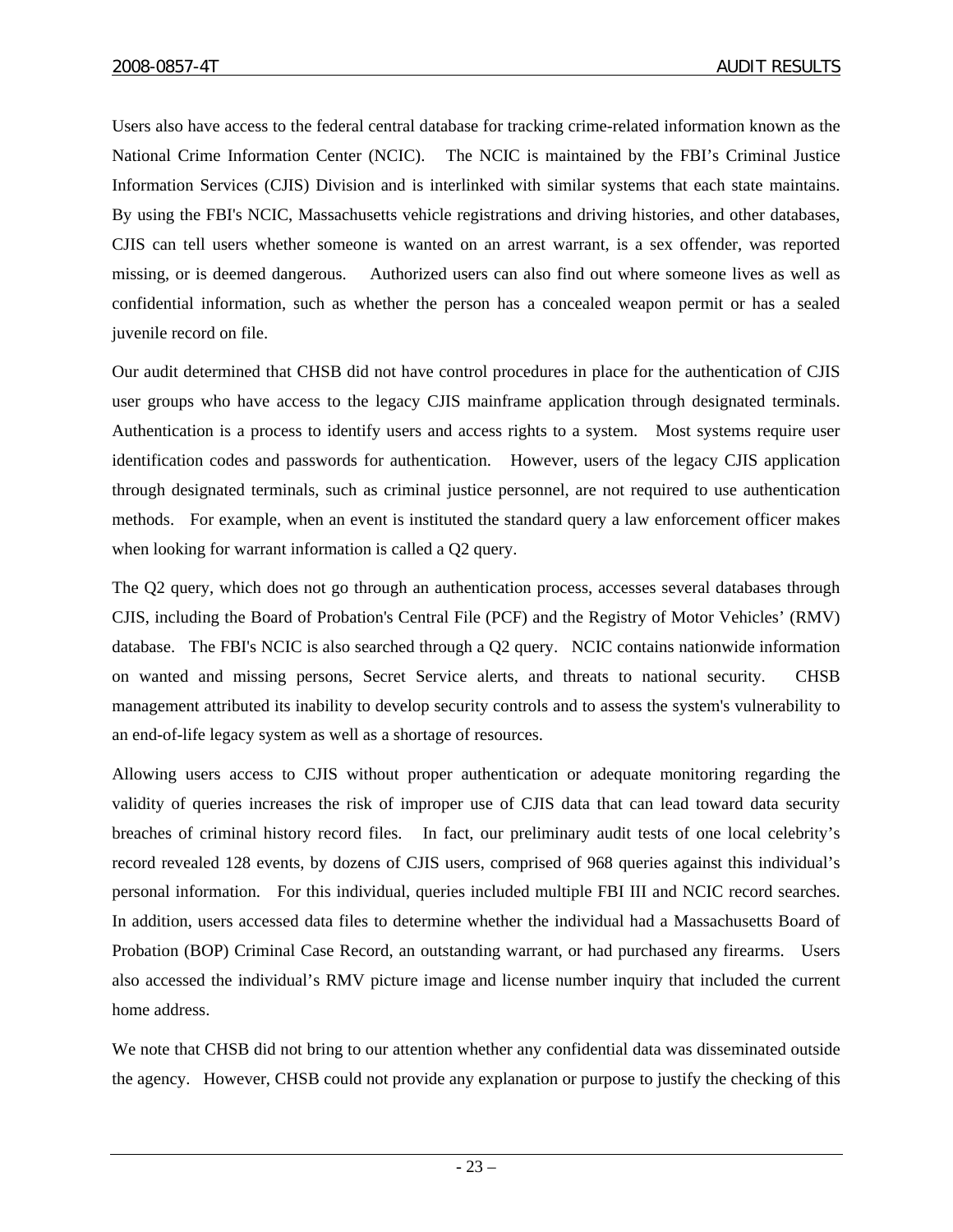Users also have access to the federal central database for tracking crime-related information known as the National Crime Information Center (NCIC). The NCIC is maintained by the FBI's Criminal Justice Information Services (CJIS) Division and is interlinked with similar systems that each state maintains. By using the FBI's NCIC, Massachusetts vehicle registrations and driving histories, and other databases, CJIS can tell users whether someone is wanted on an arrest warrant, is a sex offender, was reported missing, or is deemed dangerous. Authorized users can also find out where someone lives as well as confidential information, such as whether the person has a concealed weapon permit or has a sealed juvenile record on file.

Our audit determined that CHSB did not have control procedures in place for the authentication of CJIS user groups who have access to the legacy CJIS mainframe application through designated terminals. Authentication is a process to identify users and access rights to a system. Most systems require user identification codes and passwords for authentication. However, users of the legacy CJIS application through designated terminals, such as criminal justice personnel, are not required to use authentication methods. For example, when an event is instituted the standard query a law enforcement officer makes when looking for warrant information is called a Q2 query.

The Q2 query, which does not go through an authentication process, accesses several databases through CJIS, including the Board of Probation's Central File (PCF) and the Registry of Motor Vehicles' (RMV) database. The FBI's NCIC is also searched through a Q2 query. NCIC contains nationwide information on wanted and missing persons, Secret Service alerts, and threats to national security. CHSB management attributed its inability to develop security controls and to assess the system's vulnerability to an end-of-life legacy system as well as a shortage of resources.

Allowing users access to CJIS without proper authentication or adequate monitoring regarding the validity of queries increases the risk of improper use of CJIS data that can lead toward data security breaches of criminal history record files. In fact, our preliminary audit tests of one local celebrity's record revealed 128 events, by dozens of CJIS users, comprised of 968 queries against this individual's personal information. For this individual, queries included multiple FBI III and NCIC record searches. In addition, users accessed data files to determine whether the individual had a Massachusetts Board of Probation (BOP) Criminal Case Record, an outstanding warrant, or had purchased any firearms. Users also accessed the individual's RMV picture image and license number inquiry that included the current home address.

We note that CHSB did not bring to our attention whether any confidential data was disseminated outside the agency. However, CHSB could not provide any explanation or purpose to justify the checking of this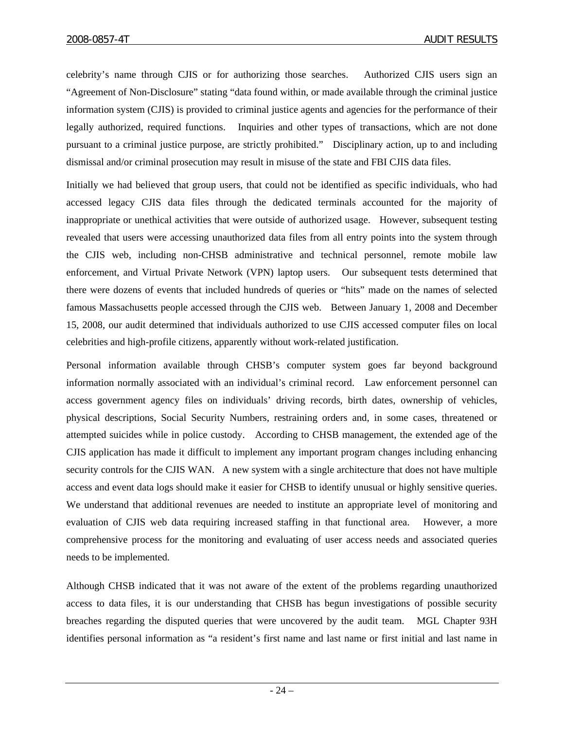celebrity's name through CJIS or for authorizing those searches. Authorized CJIS users sign an "Agreement of Non-Disclosure" stating "data found within, or made available through the criminal justice information system (CJIS) is provided to criminal justice agents and agencies for the performance of their legally authorized, required functions. Inquiries and other types of transactions, which are not done pursuant to a criminal justice purpose, are strictly prohibited." Disciplinary action, up to and including dismissal and/or criminal prosecution may result in misuse of the state and FBI CJIS data files.

Initially we had believed that group users, that could not be identified as specific individuals, who had accessed legacy CJIS data files through the dedicated terminals accounted for the majority of inappropriate or unethical activities that were outside of authorized usage. However, subsequent testing revealed that users were accessing unauthorized data files from all entry points into the system through the CJIS web, including non-CHSB administrative and technical personnel, remote mobile law enforcement, and Virtual Private Network (VPN) laptop users. Our subsequent tests determined that there were dozens of events that included hundreds of queries or "hits" made on the names of selected famous Massachusetts people accessed through the CJIS web. Between January 1, 2008 and December 15, 2008, our audit determined that individuals authorized to use CJIS accessed computer files on local celebrities and high-profile citizens, apparently without work-related justification.

Personal information available through CHSB's computer system goes far beyond background information normally associated with an individual's criminal record. Law enforcement personnel can access government agency files on individuals' driving records, birth dates, ownership of vehicles, physical descriptions, Social Security Numbers, restraining orders and, in some cases, threatened or attempted suicides while in police custody. According to CHSB management, the extended age of the CJIS application has made it difficult to implement any important program changes including enhancing security controls for the CJIS WAN. A new system with a single architecture that does not have multiple access and event data logs should make it easier for CHSB to identify unusual or highly sensitive queries. We understand that additional revenues are needed to institute an appropriate level of monitoring and evaluation of CJIS web data requiring increased staffing in that functional area. However, a more comprehensive process for the monitoring and evaluating of user access needs and associated queries needs to be implemented.

Although CHSB indicated that it was not aware of the extent of the problems regarding unauthorized access to data files, it is our understanding that CHSB has begun investigations of possible security breaches regarding the disputed queries that were uncovered by the audit team. MGL Chapter 93H identifies personal information as "a resident's first name and last name or first initial and last name in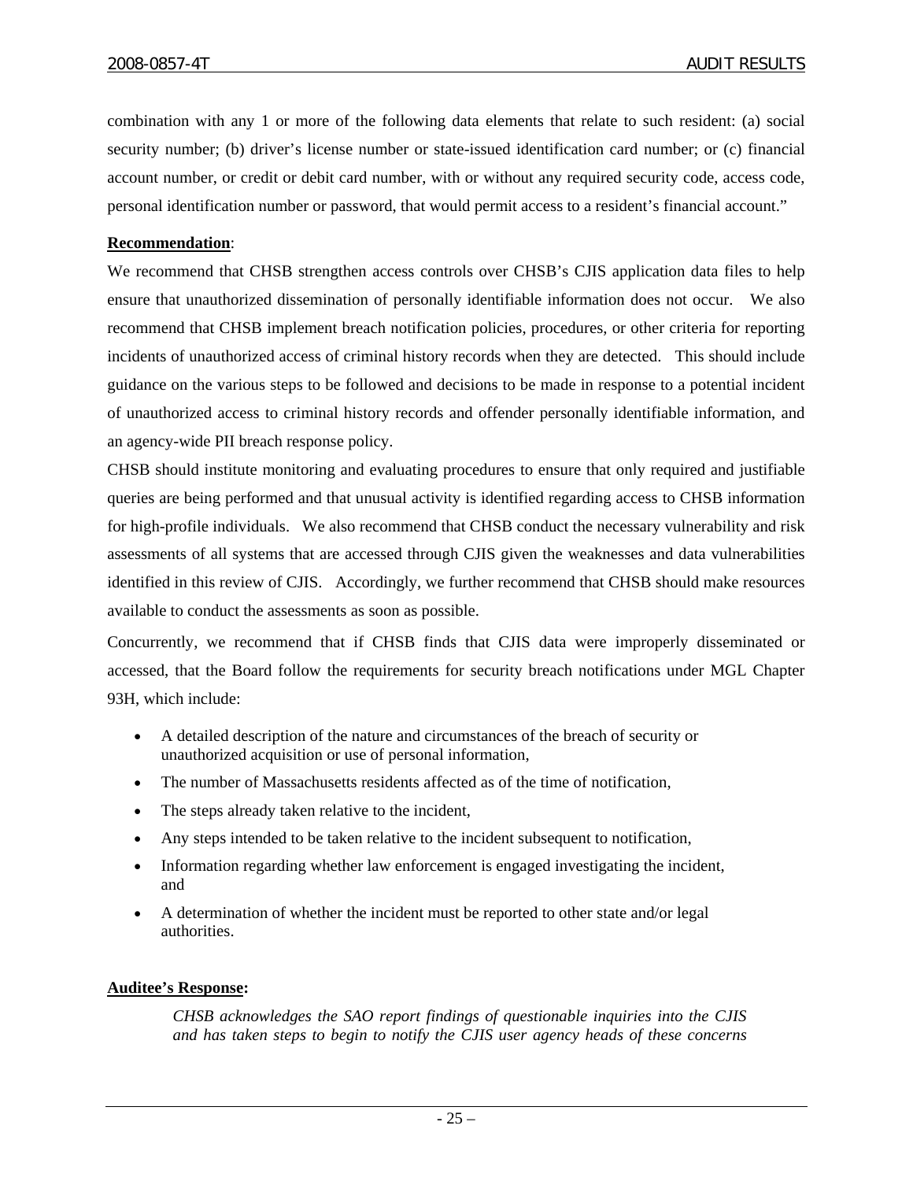combination with any 1 or more of the following data elements that relate to such resident: (a) social security number; (b) driver's license number or state-issued identification card number; or (c) financial account number, or credit or debit card number, with or without any required security code, access code, personal identification number or password, that would permit access to a resident's financial account."

**Recommendation**:

We recommend that CHSB strengthen access controls over CHSB's CJIS application data files to help ensure that unauthorized dissemination of personally identifiable information does not occur. We also recommend that CHSB implement breach notification policies, procedures, or other criteria for reporting incidents of unauthorized access of criminal history records when they are detected. This should include guidance on the various steps to be followed and decisions to be made in response to a potential incident of unauthorized access to criminal history records and offender personally identifiable information, and an agency-wide PII breach response policy.

CHSB should institute monitoring and evaluating procedures to ensure that only required and justifiable queries are being performed and that unusual activity is identified regarding access to CHSB information for high-profile individuals. We also recommend that CHSB conduct the necessary vulnerability and risk assessments of all systems that are accessed through CJIS given the weaknesses and data vulnerabilities identified in this review of CJIS. Accordingly, we further recommend that CHSB should make resources available to conduct the assessments as soon as possible.

Concurrently, we recommend that if CHSB finds that CJIS data were improperly disseminated or accessed, that the Board follow the requirements for security breach notifications under MGL Chapter 93H, which include:

- A detailed description of the nature and circumstances of the breach of security or unauthorized acquisition or use of personal information,
- The number of Massachusetts residents affected as of the time of notification,
- The steps already taken relative to the incident,
- Any steps intended to be taken relative to the incident subsequent to notification,
- Information regarding whether law enforcement is engaged investigating the incident, and
- A determination of whether the incident must be reported to other state and/or legal authorities.

**Auditee's Response:**

*CHSB acknowledges the SAO report findings of questionable inquiries into the CJIS and has taken steps to begin to notify the CJIS user agency heads of these concerns*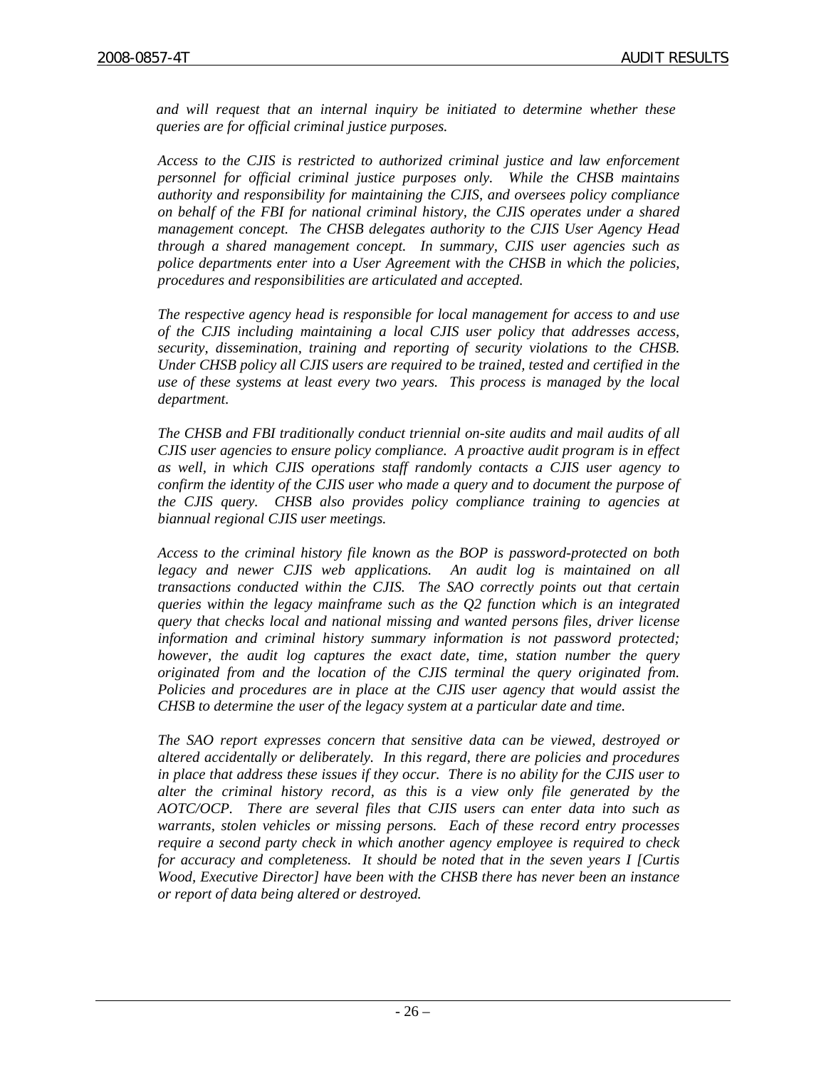*and will request that an internal inquiry be initiated to determine whether these queries are for official criminal justice purposes.*

*Access to the CJIS is restricted to authorized criminal justice and law enforcement personnel for official criminal justice purposes only. While the CHSB maintains authority and responsibility for maintaining the CJIS, and oversees policy compliance on behalf of the FBI for national criminal history, the CJIS operates under a shared management concept. The CHSB delegates authority to the CJIS User Agency Head through a shared management concept. In summary, CJIS user agencies such as police departments enter into a User Agreement with the CHSB in which the policies, procedures and responsibilities are articulated and accepted.*

*The respective agency head is responsible for local management for access to and use of the CJIS including maintaining a local CJIS user policy that addresses access, security, dissemination, training and reporting of security violations to the CHSB. Under CHSB policy all CJIS users are required to be trained, tested and certified in the use of these systems at least every two years. This process is managed by the local department.*

*The CHSB and FBI traditionally conduct triennial on-site audits and mail audits of all CJIS user agencies to ensure policy compliance. A proactive audit program is in effect as well, in which CJIS operations staff randomly contacts a CJIS user agency to confirm the identity of the CJIS user who made a query and to document the purpose of the CJIS query. CHSB also provides policy compliance training to agencies at biannual regional CJIS user meetings.*

*Access to the criminal history file known as the BOP is password-protected on both legacy and newer CJIS web applications. An audit log is maintained on all transactions conducted within the CJIS. The SAO correctly points out that certain queries within the legacy mainframe such as the Q2 function which is an integrated query that checks local and national missing and wanted persons files, driver license information and criminal history summary information is not password protected; however, the audit log captures the exact date, time, station number the query originated from and the location of the CJIS terminal the query originated from. Policies and procedures are in place at the CJIS user agency that would assist the CHSB to determine the user of the legacy system at a particular date and time.*

*The SAO report expresses concern that sensitive data can be viewed, destroyed or altered accidentally or deliberately. In this regard, there are policies and procedures in place that address these issues if they occur. There is no ability for the CJIS user to alter the criminal history record, as this is a view only file generated by the AOTC/OCP. There are several files that CJIS users can enter data into such as warrants, stolen vehicles or missing persons. Each of these record entry processes require a second party check in which another agency employee is required to check for accuracy and completeness. It should be noted that in the seven years I [Curtis Wood, Executive Director] have been with the CHSB there has never been an instance or report of data being altered or destroyed.*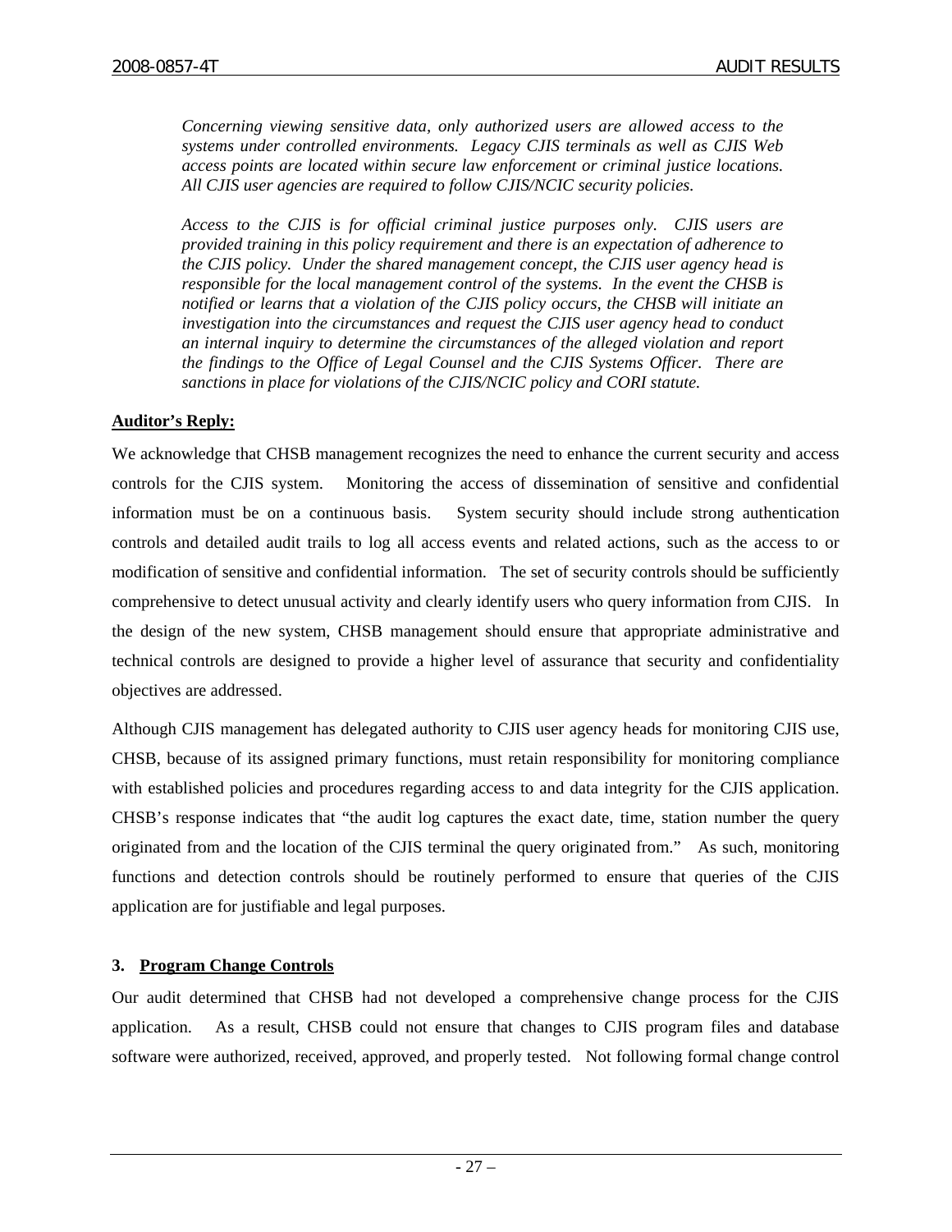*Concerning viewing sensitive data, only authorized users are allowed access to the systems under controlled environments. Legacy CJIS terminals as well as CJIS Web access points are located within secure law enforcement or criminal justice locations. All CJIS user agencies are required to follow CJIS/NCIC security policies.*

*Access to the CJIS is for official criminal justice purposes only. CJIS users are provided training in this policy requirement and there is an expectation of adherence to the CJIS policy. Under the shared management concept, the CJIS user agency head is responsible for the local management control of the systems. In the event the CHSB is notified or learns that a violation of the CJIS policy occurs, the CHSB will initiate an investigation into the circumstances and request the CJIS user agency head to conduct an internal inquiry to determine the circumstances of the alleged violation and report the findings to the Office of Legal Counsel and the CJIS Systems Officer. There are sanctions in place for violations of the CJIS/NCIC policy and CORI statute.*

**Auditor's Reply:**

We acknowledge that CHSB management recognizes the need to enhance the current security and access controls for the CJIS system. Monitoring the access of dissemination of sensitive and confidential information must be on a continuous basis. System security should include strong authentication controls and detailed audit trails to log all access events and related actions, such as the access to or modification of sensitive and confidential information. The set of security controls should be sufficiently comprehensive to detect unusual activity and clearly identify users who query information from CJIS. In the design of the new system, CHSB management should ensure that appropriate administrative and technical controls are designed to provide a higher level of assurance that security and confidentiality objectives are addressed.

Although CJIS management has delegated authority to CJIS user agency heads for monitoring CJIS use, CHSB, because of its assigned primary functions, must retain responsibility for monitoring compliance with established policies and procedures regarding access to and data integrity for the CJIS application. CHSB's response indicates that "the audit log captures the exact date, time, station number the query originated from and the location of the CJIS terminal the query originated from." As such, monitoring functions and detection controls should be routinely performed to ensure that queries of the CJIS application are for justifiable and legal purposes.

### 3. Program Change Controls

Our audit determined that CHSB had not developed a comprehensive change process for the CJIS application. As a result, CHSB could not ensure that changes to CJIS program files and database software were authorized, received, approved, and properly tested. Not following formal change control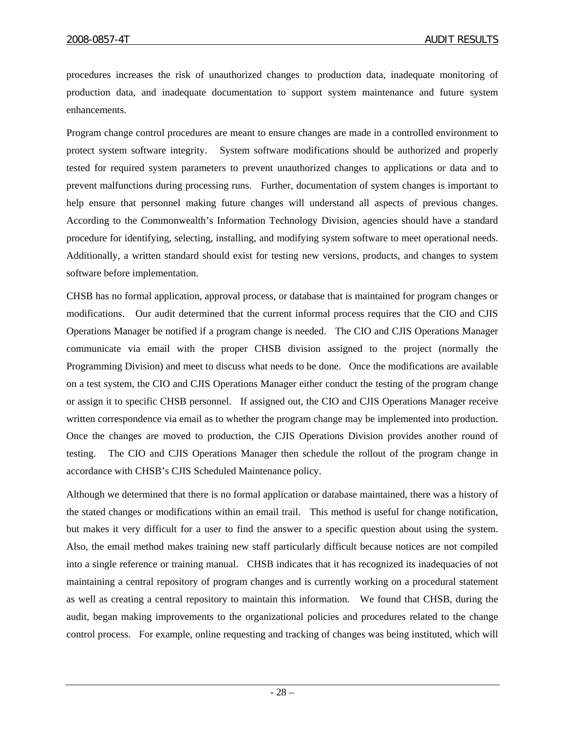procedures increases the risk of unauthorized changes to production data, inadequate monitoring of production data, and inadequate documentation to support system maintenance and future system enhancements.

Program change control procedures are meant to ensure changes are made in a controlled environment to protect system software integrity. System software modifications should be authorized and properly tested for required system parameters to prevent unauthorized changes to applications or data and to prevent malfunctions during processing runs. Further, documentation of system changes is important to help ensure that personnel making future changes will understand all aspects of previous changes. According to the Commonwealth's Information Technology Division, agencies should have a standard procedure for identifying, selecting, installing, and modifying system software to meet operational needs. Additionally, a written standard should exist for testing new versions, products, and changes to system software before implementation.

CHSB has no formal application, approval process, or database that is maintained for program changes or modifications. Our audit determined that the current informal process requires that the CIO and CJIS Operations Manager be notified if a program change is needed. The CIO and CJIS Operations Manager communicate via email with the proper CHSB division assigned to the project (normally the Programming Division) and meet to discuss what needs to be done. Once the modifications are available on a test system, the CIO and CJIS Operations Manager either conduct the testing of the program change or assign it to specific CHSB personnel. If assigned out, the CIO and CJIS Operations Manager receive written correspondence via email as to whether the program change may be implemented into production. Once the changes are moved to production, the CJIS Operations Division provides another round of testing. The CIO and CJIS Operations Manager then schedule the rollout of the program change in accordance with CHSB's CJIS Scheduled Maintenance policy.

Although we determined that there is no formal application or database maintained, there was a history of the stated changes or modifications within an email trail. This method is useful for change notification, but makes it very difficult for a user to find the answer to a specific question about using the system. Also, the email method makes training new staff particularly difficult because notices are not compiled into a single reference or training manual. CHSB indicates that it has recognized its inadequacies of not maintaining a central repository of program changes and is currently working on a procedural statement as well as creating a central repository to maintain this information. We found that CHSB, during the audit, began making improvements to the organizational policies and procedures related to the change control process. For example, online requesting and tracking of changes was being instituted, which will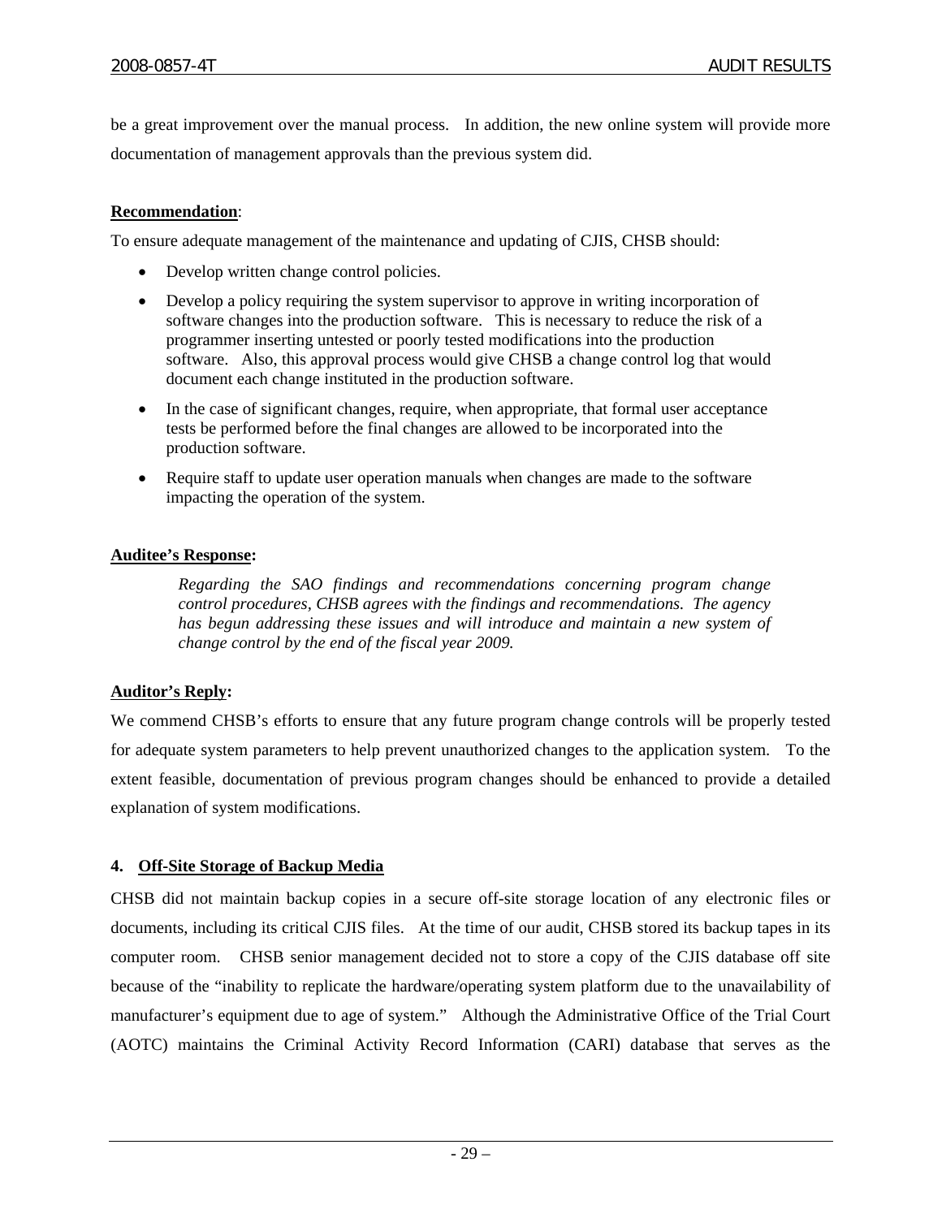be a great improvement over the manual process. In addition, the new online system will provide more documentation of management approvals than the previous system did.

**Recommendation**:

To ensure adequate management of the maintenance and updating of CJIS, CHSB should:

- Develop written change control policies.
- Develop a policy requiring the system supervisor to approve in writing incorporation of software changes into the production software. This is necessary to reduce the risk of a programmer inserting untested or poorly tested modifications into the production software. Also, this approval process would give CHSB a change control log that would document each change instituted in the production software.
- In the case of significant changes, require, when appropriate, that formal user acceptance tests be performed before the final changes are allowed to be incorporated into the production software.
- Require staff to update user operation manuals when changes are made to the software impacting the operation of the system.

**Auditee's Response:**

> *Regarding the SAO findings and recommendations concerning program change control procedures, CHSB agrees with the findings and recommendations. The agency has begun addressing these issues and will introduce and maintain a new system of change control by the end of the fiscal year 2009.*

**Auditor's Reply:**

We commend CHSB's efforts to ensure that any future program change controls will be properly tested for adequate system parameters to help prevent unauthorized changes to the application system. To the extent feasible, documentation of previous program changes should be enhanced to provide a detailed explanation of system modifications.

**4. Off-Site Storage of Backup Media**

CHSB did not maintain backup copies in a secure off-site storage location of any electronic files or documents, including its critical CJIS files. At the time of our audit, CHSB stored its backup tapes in its computer room. CHSB senior management decided not to store a copy of the CJIS database off site because of the "inability to replicate the hardware/operating system platform due to the unavailability of manufacturer's equipment due to age of system." Although the Administrative Office of the Trial Court (AOTC) maintains the Criminal Activity Record Information (CARI) database that serves as the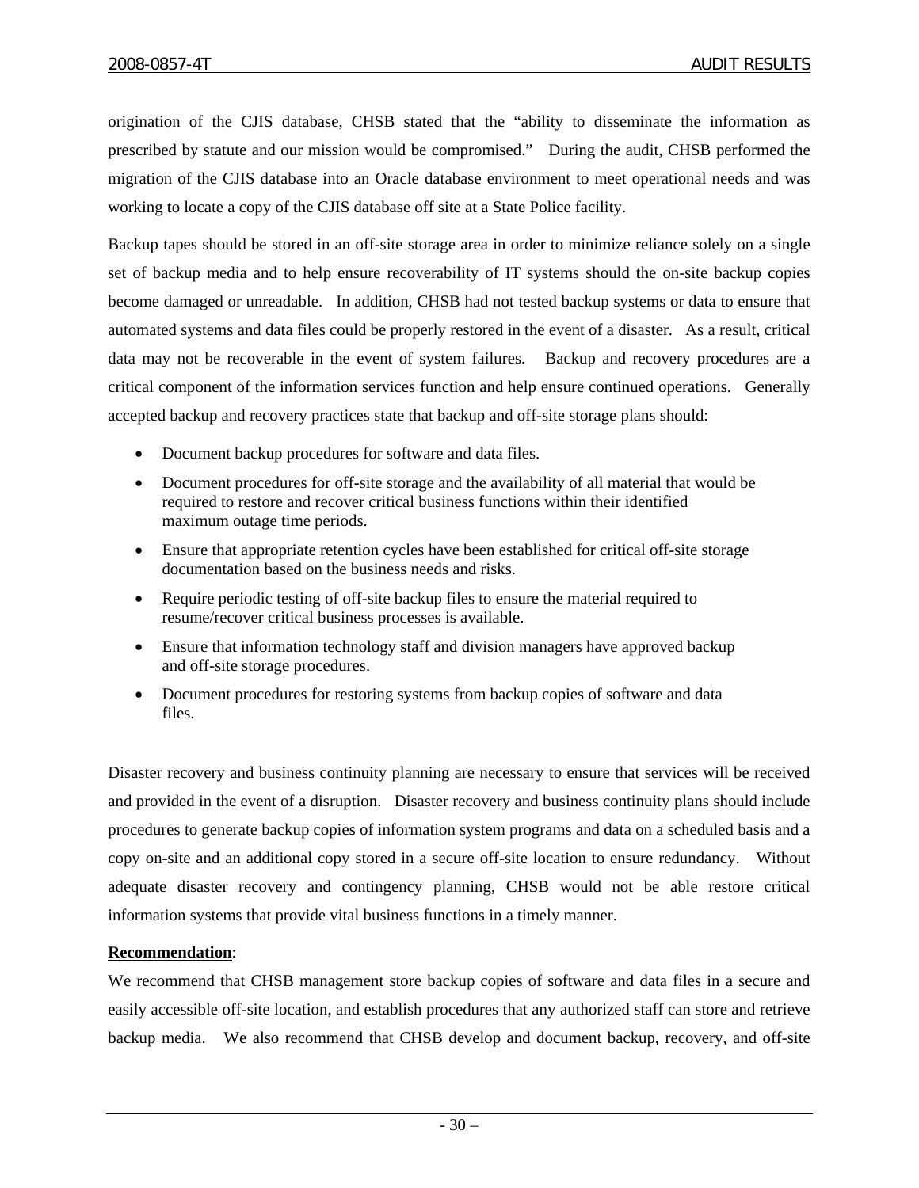origination of the CJIS database, CHSB stated that the "ability to disseminate the information as prescribed by statute and our mission would be compromised." During the audit, CHSB performed the migration of the CJIS database into an Oracle database environment to meet operational needs and was working to locate a copy of the CJIS database off site at a State Police facility.

Backup tapes should be stored in an off-site storage area in order to minimize reliance solely on a single set of backup media and to help ensure recoverability of IT systems should the on-site backup copies become damaged or unreadable. In addition, CHSB had not tested backup systems or data to ensure that automated systems and data files could be properly restored in the event of a disaster. As a result, critical data may not be recoverable in the event of system failures. Backup and recovery procedures are a critical component of the information services function and help ensure continued operations. Generally accepted backup and recovery practices state that backup and off-site storage plans should:

- Document backup procedures for software and data files.
- Document procedures for off-site storage and the availability of all material that would be required to restore and recover critical business functions within their identified maximum outage time periods.
- Ensure that appropriate retention cycles have been established for critical off-site storage documentation based on the business needs and risks.
- Require periodic testing of off-site backup files to ensure the material required to resume/recover critical business processes is available.
- Ensure that information technology staff and division managers have approved backup and off-site storage procedures.
- Document procedures for restoring systems from backup copies of software and data files.

Disaster recovery and business continuity planning are necessary to ensure that services will be received and provided in the event of a disruption. Disaster recovery and business continuity plans should include procedures to generate backup copies of information system programs and data on a scheduled basis and a copy on-site and an additional copy stored in a secure off-site location to ensure redundancy. Without adequate disaster recovery and contingency planning, CHSB would not be able restore critical information systems that provide vital business functions in a timely manner.

**Recommendation**:

We recommend that CHSB management store backup copies of software and data files in a secure and easily accessible off-site location, and establish procedures that any authorized staff can store and retrieve backup media. We also recommend that CHSB develop and document backup, recovery, and off-site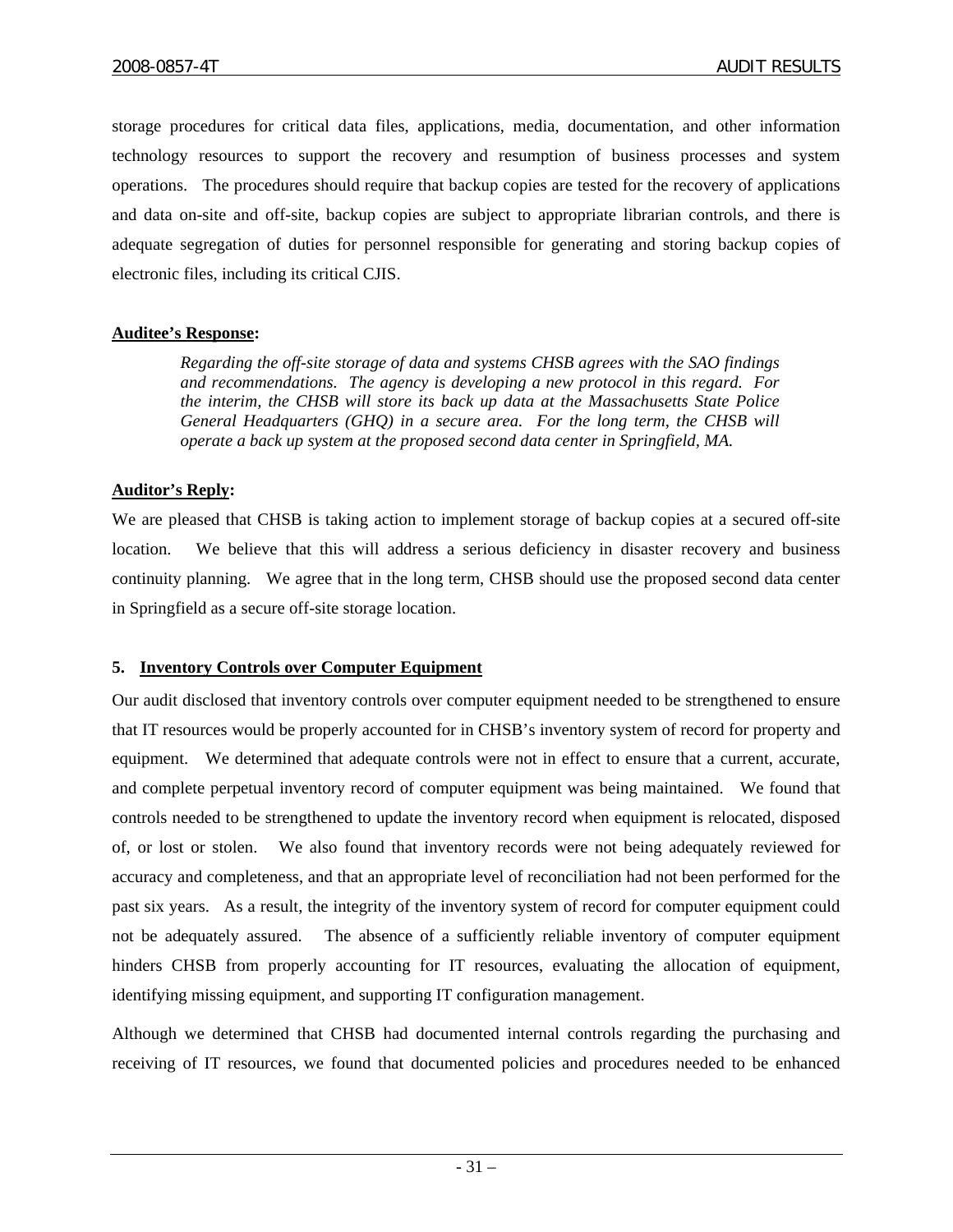storage procedures for critical data files, applications, media, documentation, and other information technology resources to support the recovery and resumption of business processes and system operations. The procedures should require that backup copies are tested for the recovery of applications and data on-site and off-site, backup copies are subject to appropriate librarian controls, and there is adequate segregation of duties for personnel responsible for generating and storing backup copies of electronic files, including its critical CJIS.

**Auditee's Response:**

> *Regarding the off-site storage of data and systems CHSB agrees with the SAO findings and recommendations. The agency is developing a new protocol in this regard. For the interim, the CHSB will store its back up data at the Massachusetts State Police General Headquarters (GHQ) in a secure area. For the long term, the CHSB will operate a back up system at the proposed second data center in Springfield, MA.*

**Auditor's Reply:**

We are pleased that CHSB is taking action to implement storage of backup copies at a secured off-site location. We believe that this will address a serious deficiency in disaster recovery and business continuity planning. We agree that in the long term, CHSB should use the proposed second data center in Springfield as a secure off-site storage location.

### 5. Inventory Controls over Computer Equipment

Our audit disclosed that inventory controls over computer equipment needed to be strengthened to ensure that IT resources would be properly accounted for in CHSB's inventory system of record for property and equipment. We determined that adequate controls were not in effect to ensure that a current, accurate, and complete perpetual inventory record of computer equipment was being maintained. We found that controls needed to be strengthened to update the inventory record when equipment is relocated, disposed of, or lost or stolen. We also found that inventory records were not being adequately reviewed for accuracy and completeness, and that an appropriate level of reconciliation had not been performed for the past six years. As a result, the integrity of the inventory system of record for computer equipment could not be adequately assured. The absence of a sufficiently reliable inventory of computer equipment hinders CHSB from properly accounting for IT resources, evaluating the allocation of equipment, identifying missing equipment, and supporting IT configuration management.

Although we determined that CHSB had documented internal controls regarding the purchasing and receiving of IT resources, we found that documented policies and procedures needed to be enhanced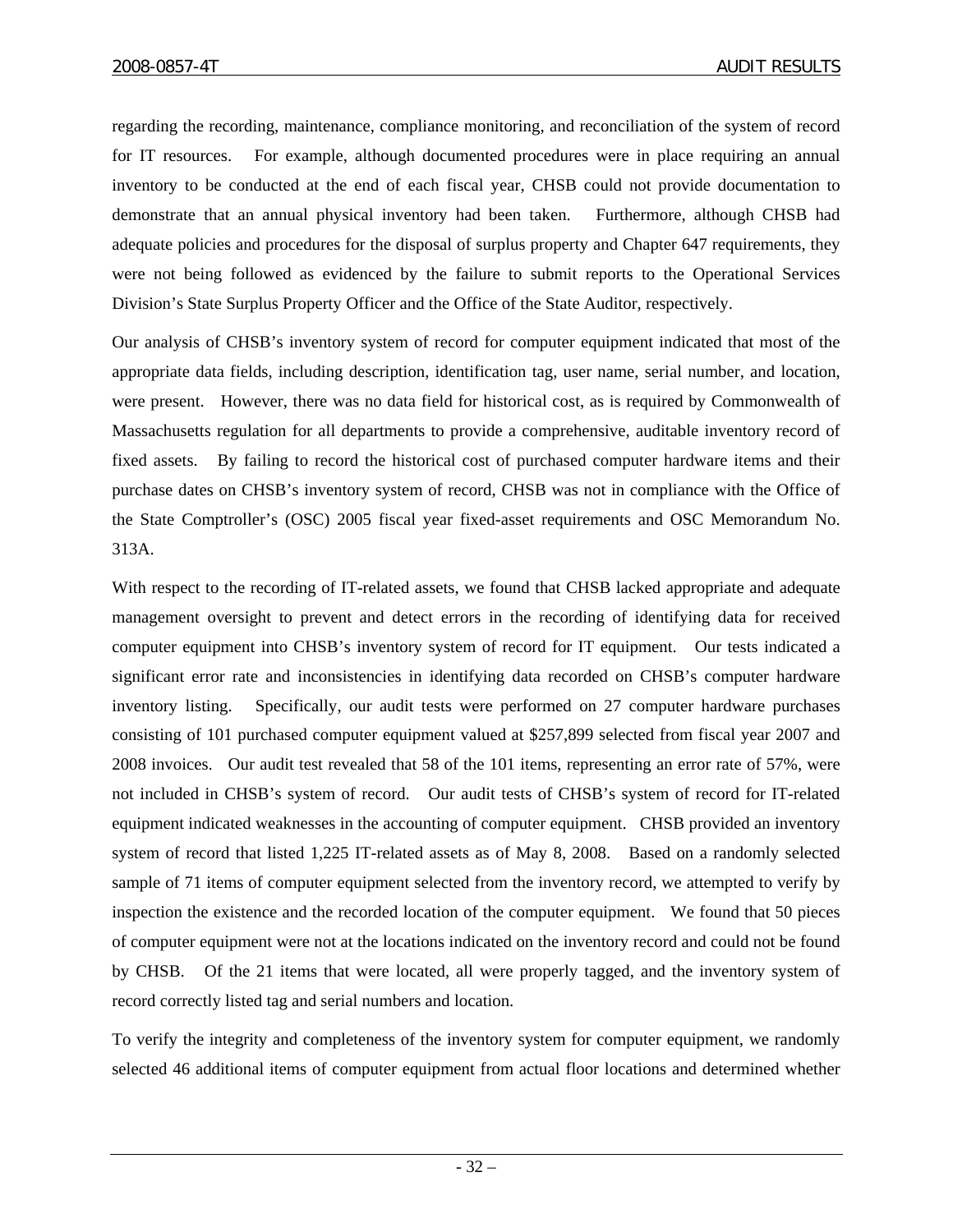regarding the recording, maintenance, compliance monitoring, and reconciliation of the system of record for IT resources. For example, although documented procedures were in place requiring an annual inventory to be conducted at the end of each fiscal year, CHSB could not provide documentation to demonstrate that an annual physical inventory had been taken. Furthermore, although CHSB had adequate policies and procedures for the disposal of surplus property and Chapter 647 requirements, they were not being followed as evidenced by the failure to submit reports to the Operational Services Division's State Surplus Property Officer and the Office of the State Auditor, respectively.

Our analysis of CHSB's inventory system of record for computer equipment indicated that most of the appropriate data fields, including description, identification tag, user name, serial number, and location, were present. However, there was no data field for historical cost, as is required by Commonwealth of Massachusetts regulation for all departments to provide a comprehensive, auditable inventory record of fixed assets. By failing to record the historical cost of purchased computer hardware items and their purchase dates on CHSB's inventory system of record, CHSB was not in compliance with the Office of the State Comptroller's (OSC) 2005 fiscal year fixed-asset requirements and OSC Memorandum No. 313A.

With respect to the recording of IT-related assets, we found that CHSB lacked appropriate and adequate management oversight to prevent and detect errors in the recording of identifying data for received computer equipment into CHSB's inventory system of record for IT equipment. Our tests indicated a significant error rate and inconsistencies in identifying data recorded on CHSB's computer hardware inventory listing. Specifically, our audit tests were performed on 27 computer hardware purchases consisting of 101 purchased computer equipment valued at $257,899 selected from fiscal year 2007 and 2008 invoices. Our audit test revealed that 58 of the 101 items, representing an error rate of 57%, were not included in CHSB's system of record. Our audit tests of CHSB's system of record for IT-related equipment indicated weaknesses in the accounting of computer equipment. CHSB provided an inventory system of record that listed 1,225 IT-related assets as of May 8, 2008. Based on a randomly selected sample of 71 items of computer equipment selected from the inventory record, we attempted to verify by inspection the existence and the recorded location of the computer equipment. We found that 50 pieces of computer equipment were not at the locations indicated on the inventory record and could not be found by CHSB. Of the 21 items that were located, all were properly tagged, and the inventory system of record correctly listed tag and serial numbers and location.

To verify the integrity and completeness of the inventory system for computer equipment, we randomly selected 46 additional items of computer equipment from actual floor locations and determined whether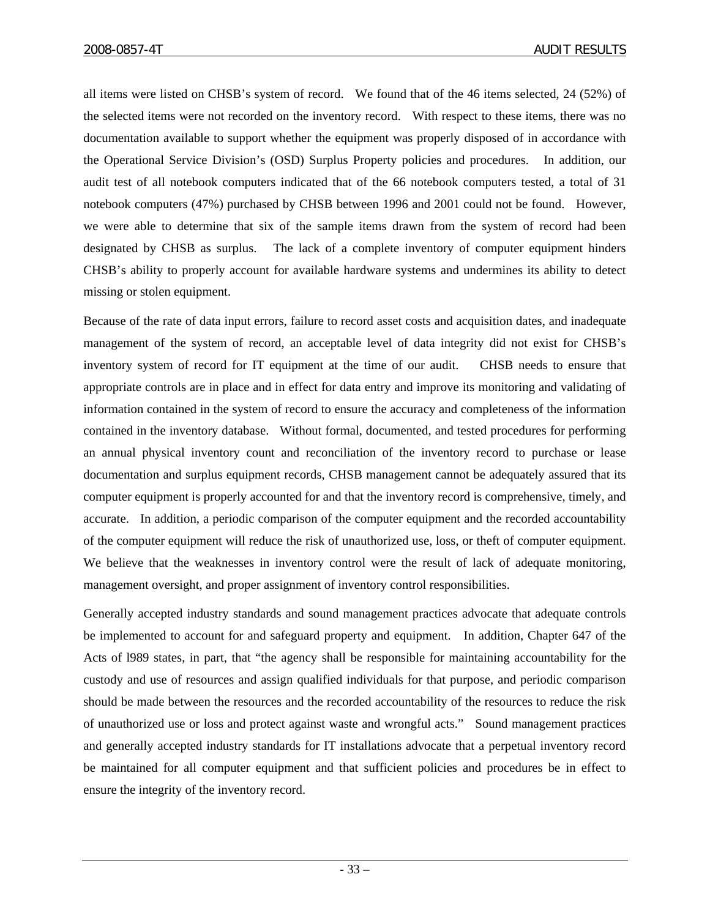all items were listed on CHSB's system of record. We found that of the 46 items selected, 24 (52%) of the selected items were not recorded on the inventory record. With respect to these items, there was no documentation available to support whether the equipment was properly disposed of in accordance with the Operational Service Division's (OSD) Surplus Property policies and procedures. In addition, our audit test of all notebook computers indicated that of the 66 notebook computers tested, a total of 31 notebook computers (47%) purchased by CHSB between 1996 and 2001 could not be found. However, we were able to determine that six of the sample items drawn from the system of record had been designated by CHSB as surplus. The lack of a complete inventory of computer equipment hinders CHSB's ability to properly account for available hardware systems and undermines its ability to detect missing or stolen equipment.

Because of the rate of data input errors, failure to record asset costs and acquisition dates, and inadequate management of the system of record, an acceptable level of data integrity did not exist for CHSB's inventory system of record for IT equipment at the time of our audit. CHSB needs to ensure that appropriate controls are in place and in effect for data entry and improve its monitoring and validating of information contained in the system of record to ensure the accuracy and completeness of the information contained in the inventory database. Without formal, documented, and tested procedures for performing an annual physical inventory count and reconciliation of the inventory record to purchase or lease documentation and surplus equipment records, CHSB management cannot be adequately assured that its computer equipment is properly accounted for and that the inventory record is comprehensive, timely, and accurate. In addition, a periodic comparison of the computer equipment and the recorded accountability of the computer equipment will reduce the risk of unauthorized use, loss, or theft of computer equipment. We believe that the weaknesses in inventory control were the result of lack of adequate monitoring, management oversight, and proper assignment of inventory control responsibilities.

Generally accepted industry standards and sound management practices advocate that adequate controls be implemented to account for and safeguard property and equipment. In addition, Chapter 647 of the Acts of l989 states, in part, that "the agency shall be responsible for maintaining accountability for the custody and use of resources and assign qualified individuals for that purpose, and periodic comparison should be made between the resources and the recorded accountability of the resources to reduce the risk of unauthorized use or loss and protect against waste and wrongful acts." Sound management practices and generally accepted industry standards for IT installations advocate that a perpetual inventory record be maintained for all computer equipment and that sufficient policies and procedures be in effect to ensure the integrity of the inventory record.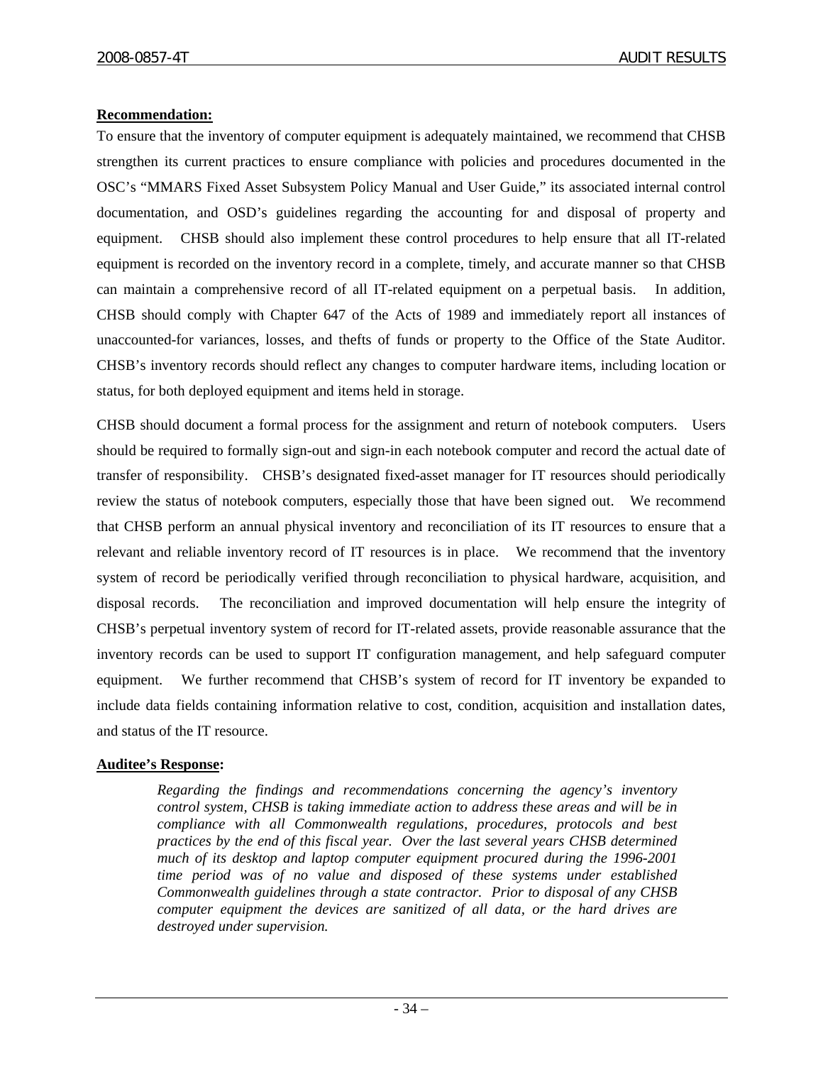**Recommendation:**

To ensure that the inventory of computer equipment is adequately maintained, we recommend that CHSB strengthen its current practices to ensure compliance with policies and procedures documented in the OSC's "MMARS Fixed Asset Subsystem Policy Manual and User Guide," its associated internal control documentation, and OSD's guidelines regarding the accounting for and disposal of property and equipment. CHSB should also implement these control procedures to help ensure that all IT-related equipment is recorded on the inventory record in a complete, timely, and accurate manner so that CHSB can maintain a comprehensive record of all IT-related equipment on a perpetual basis. In addition, CHSB should comply with Chapter 647 of the Acts of 1989 and immediately report all instances of unaccounted-for variances, losses, and thefts of funds or property to the Office of the State Auditor. CHSB's inventory records should reflect any changes to computer hardware items, including location or status, for both deployed equipment and items held in storage.

CHSB should document a formal process for the assignment and return of notebook computers. Users should be required to formally sign-out and sign-in each notebook computer and record the actual date of transfer of responsibility. CHSB's designated fixed-asset manager for IT resources should periodically review the status of notebook computers, especially those that have been signed out. We recommend that CHSB perform an annual physical inventory and reconciliation of its IT resources to ensure that a relevant and reliable inventory record of IT resources is in place. We recommend that the inventory system of record be periodically verified through reconciliation to physical hardware, acquisition, and disposal records. The reconciliation and improved documentation will help ensure the integrity of CHSB's perpetual inventory system of record for IT-related assets, provide reasonable assurance that the inventory records can be used to support IT configuration management, and help safeguard computer equipment. We further recommend that CHSB's system of record for IT inventory be expanded to include data fields containing information relative to cost, condition, acquisition and installation dates, and status of the IT resource.

**Auditee's Response:**

> *Regarding the findings and recommendations concerning the agency's inventory control system, CHSB is taking immediate action to address these areas and will be in compliance with all Commonwealth regulations, procedures, protocols and best practices by the end of this fiscal year. Over the last several years CHSB determined much of its desktop and laptop computer equipment procured during the 1996-2001 time period was of no value and disposed of these systems under established Commonwealth guidelines through a state contractor. Prior to disposal of any CHSB computer equipment the devices are sanitized of all data, or the hard drives are destroyed under supervision.*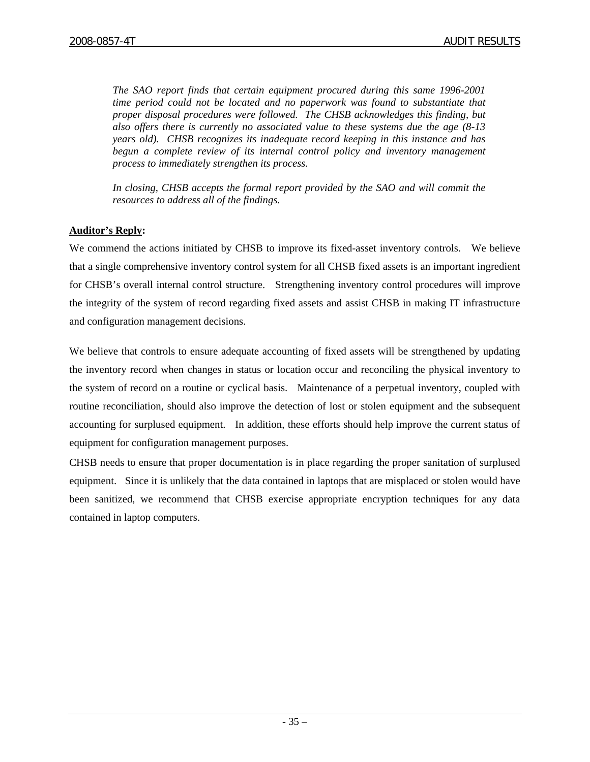*The SAO report finds that certain equipment procured during this same 1996-2001 time period could not be located and no paperwork was found to substantiate that proper disposal procedures were followed. The CHSB acknowledges this finding, but also offers there is currently no associated value to these systems due the age (8-13 years old). CHSB recognizes its inadequate record keeping in this instance and has begun a complete review of its internal control policy and inventory management process to immediately strengthen its process.*

*In closing, CHSB accepts the formal report provided by the SAO and will commit the resources to address all of the findings.*

**Auditor's Reply:**

We commend the actions initiated by CHSB to improve its fixed-asset inventory controls. We believe that a single comprehensive inventory control system for all CHSB fixed assets is an important ingredient for CHSB's overall internal control structure. Strengthening inventory control procedures will improve the integrity of the system of record regarding fixed assets and assist CHSB in making IT infrastructure and configuration management decisions.

We believe that controls to ensure adequate accounting of fixed assets will be strengthened by updating the inventory record when changes in status or location occur and reconciling the physical inventory to the system of record on a routine or cyclical basis. Maintenance of a perpetual inventory, coupled with routine reconciliation, should also improve the detection of lost or stolen equipment and the subsequent accounting for surplused equipment. In addition, these efforts should help improve the current status of equipment for configuration management purposes.

CHSB needs to ensure that proper documentation is in place regarding the proper sanitation of surplused equipment. Since it is unlikely that the data contained in laptops that are misplaced or stolen would have been sanitized, we recommend that CHSB exercise appropriate encryption techniques for any data contained in laptop computers.